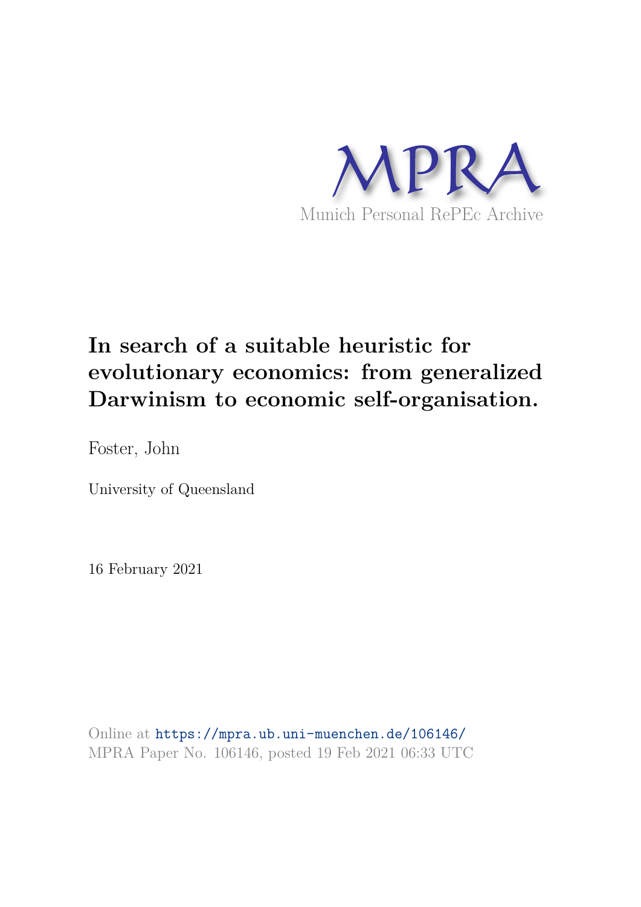MPRA

Munich Personal RePEc Archive

# In search of a suitable heuristic for evolutionary economics: from generalized Darwinism to economic self-organisation.

Foster, John

University of Queensland

16 February 2021

Online at https://mpra.ub.uni-muenchen.de/106146/
MPRA Paper No. 106146, posted 19 Feb 2021 06:33 UTC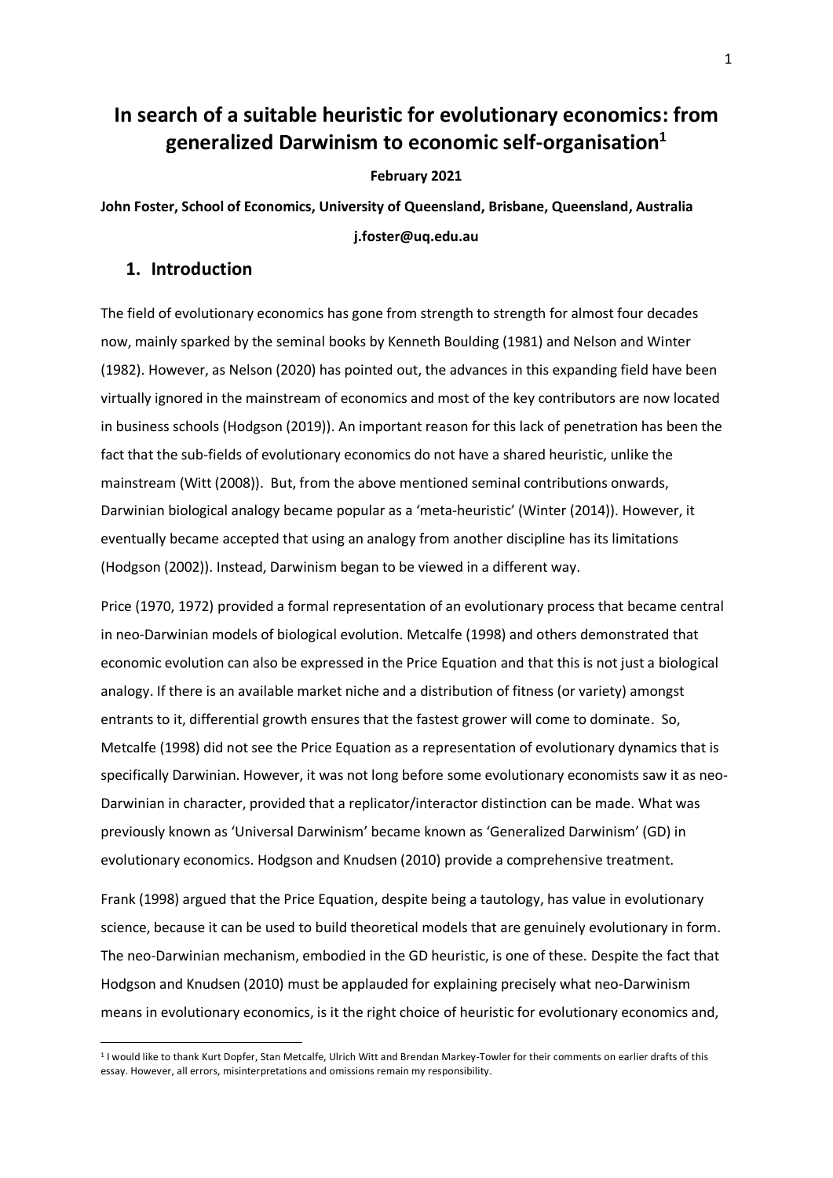# In search of a suitable heuristic for evolutionary economics: from generalized Darwinism to economic self-organisation[1]

**February 2021**

**John Foster, School of Economics, University of Queensland, Brisbane, Queensland, Australia**

**j.foster@uq.edu.au**

## 1. Introduction

The field of evolutionary economics has gone from strength to strength for almost four decades now, mainly sparked by the seminal books by Kenneth Boulding (1981) and Nelson and Winter (1982). However, as Nelson (2020) has pointed out, the advances in this expanding field have been virtually ignored in the mainstream of economics and most of the key contributors are now located in business schools (Hodgson (2019)). An important reason for this lack of penetration has been the fact that the sub-fields of evolutionary economics do not have a shared heuristic, unlike the mainstream (Witt (2008)). But, from the above mentioned seminal contributions onwards, Darwinian biological analogy became popular as a 'meta-heuristic' (Winter (2014)). However, it eventually became accepted that using an analogy from another discipline has its limitations (Hodgson (2002)). Instead, Darwinism began to be viewed in a different way.

Price (1970, 1972) provided a formal representation of an evolutionary process that became central in neo-Darwinian models of biological evolution. Metcalfe (1998) and others demonstrated that economic evolution can also be expressed in the Price Equation and that this is not just a biological analogy. If there is an available market niche and a distribution of fitness (or variety) amongst entrants to it, differential growth ensures that the fastest grower will come to dominate. So, Metcalfe (1998) did not see the Price Equation as a representation of evolutionary dynamics that is specifically Darwinian. However, it was not long before some evolutionary economists saw it as neo-Darwinian in character, provided that a replicator/interactor distinction can be made. What was previously known as 'Universal Darwinism' became known as 'Generalized Darwinism' (GD) in evolutionary economics. Hodgson and Knudsen (2010) provide a comprehensive treatment.

Frank (1998) argued that the Price Equation, despite being a tautology, has value in evolutionary science, because it can be used to build theoretical models that are genuinely evolutionary in form. The neo-Darwinian mechanism, embodied in the GD heuristic, is one of these. Despite the fact that Hodgson and Knudsen (2010) must be applauded for explaining precisely what neo-Darwinism means in evolutionary economics, is it the right choice of heuristic for evolutionary economics and,

[1] I would like to thank Kurt Dopfer, Stan Metcalfe, Ulrich Witt and Brendan Markey-Towler for their comments on earlier drafts of this essay. However, all errors, misinterpretations and omissions remain my responsibility.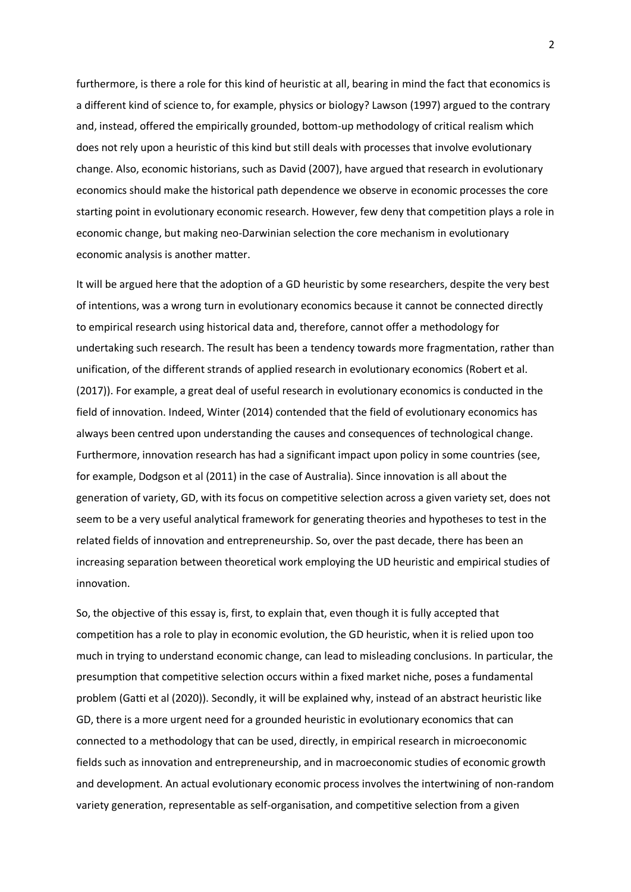furthermore, is there a role for this kind of heuristic at all, bearing in mind the fact that economics is a different kind of science to, for example, physics or biology? Lawson (1997) argued to the contrary and, instead, offered the empirically grounded, bottom-up methodology of critical realism which does not rely upon a heuristic of this kind but still deals with processes that involve evolutionary change. Also, economic historians, such as David (2007), have argued that research in evolutionary economics should make the historical path dependence we observe in economic processes the core starting point in evolutionary economic research. However, few deny that competition plays a role in economic change, but making neo-Darwinian selection the core mechanism in evolutionary economic analysis is another matter.

It will be argued here that the adoption of a GD heuristic by some researchers, despite the very best of intentions, was a wrong turn in evolutionary economics because it cannot be connected directly to empirical research using historical data and, therefore, cannot offer a methodology for undertaking such research. The result has been a tendency towards more fragmentation, rather than unification, of the different strands of applied research in evolutionary economics (Robert et al. (2017)). For example, a great deal of useful research in evolutionary economics is conducted in the field of innovation. Indeed, Winter (2014) contended that the field of evolutionary economics has always been centred upon understanding the causes and consequences of technological change. Furthermore, innovation research has had a significant impact upon policy in some countries (see, for example, Dodgson et al (2011) in the case of Australia). Since innovation is all about the generation of variety, GD, with its focus on competitive selection across a given variety set, does not seem to be a very useful analytical framework for generating theories and hypotheses to test in the related fields of innovation and entrepreneurship. So, over the past decade, there has been an increasing separation between theoretical work employing the UD heuristic and empirical studies of innovation.

So, the objective of this essay is, first, to explain that, even though it is fully accepted that competition has a role to play in economic evolution, the GD heuristic, when it is relied upon too much in trying to understand economic change, can lead to misleading conclusions. In particular, the presumption that competitive selection occurs within a fixed market niche, poses a fundamental problem (Gatti et al (2020)). Secondly, it will be explained why, instead of an abstract heuristic like GD, there is a more urgent need for a grounded heuristic in evolutionary economics that can connected to a methodology that can be used, directly, in empirical research in microeconomic fields such as innovation and entrepreneurship, and in macroeconomic studies of economic growth and development. An actual evolutionary economic process involves the intertwining of non-random variety generation, representable as self-organisation, and competitive selection from a given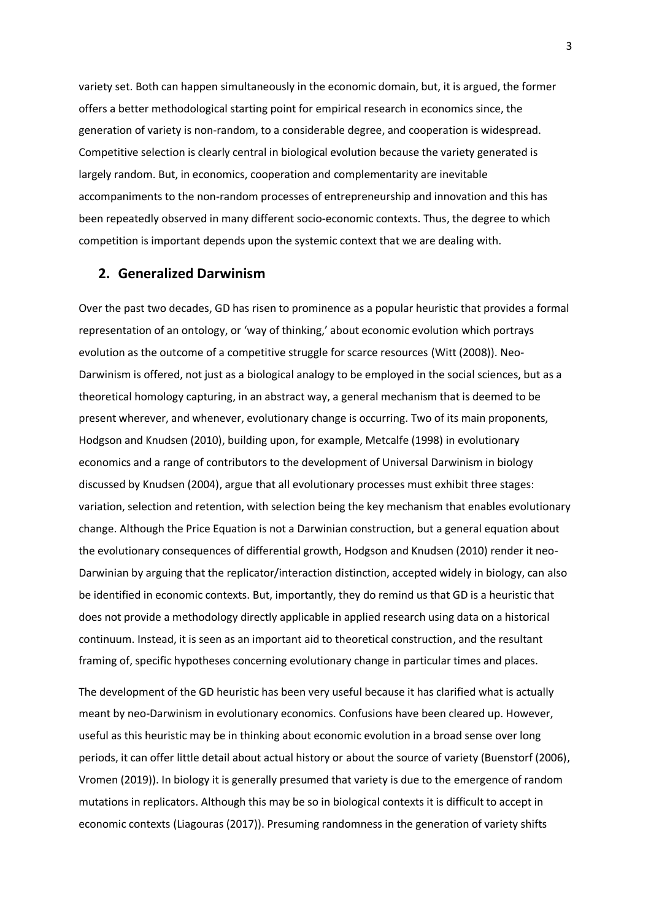variety set. Both can happen simultaneously in the economic domain, but, it is argued, the former offers a better methodological starting point for empirical research in economics since, the generation of variety is non-random, to a considerable degree, and cooperation is widespread. Competitive selection is clearly central in biological evolution because the variety generated is largely random. But, in economics, cooperation and complementarity are inevitable accompaniments to the non-random processes of entrepreneurship and innovation and this has been repeatedly observed in many different socio-economic contexts. Thus, the degree to which competition is important depends upon the systemic context that we are dealing with.

## 2. Generalized Darwinism

Over the past two decades, GD has risen to prominence as a popular heuristic that provides a formal representation of an ontology, or 'way of thinking,' about economic evolution which portrays evolution as the outcome of a competitive struggle for scarce resources (Witt (2008)). Neo-Darwinism is offered, not just as a biological analogy to be employed in the social sciences, but as a theoretical homology capturing, in an abstract way, a general mechanism that is deemed to be present wherever, and whenever, evolutionary change is occurring. Two of its main proponents, Hodgson and Knudsen (2010), building upon, for example, Metcalfe (1998) in evolutionary economics and a range of contributors to the development of Universal Darwinism in biology discussed by Knudsen (2004), argue that all evolutionary processes must exhibit three stages: variation, selection and retention, with selection being the key mechanism that enables evolutionary change. Although the Price Equation is not a Darwinian construction, but a general equation about the evolutionary consequences of differential growth, Hodgson and Knudsen (2010) render it neo-Darwinian by arguing that the replicator/interaction distinction, accepted widely in biology, can also be identified in economic contexts. But, importantly, they do remind us that GD is a heuristic that does not provide a methodology directly applicable in applied research using data on a historical continuum. Instead, it is seen as an important aid to theoretical construction, and the resultant framing of, specific hypotheses concerning evolutionary change in particular times and places.

The development of the GD heuristic has been very useful because it has clarified what is actually meant by neo-Darwinism in evolutionary economics. Confusions have been cleared up. However, useful as this heuristic may be in thinking about economic evolution in a broad sense over long periods, it can offer little detail about actual history or about the source of variety (Buenstorf (2006), Vromen (2019)). In biology it is generally presumed that variety is due to the emergence of random mutations in replicators. Although this may be so in biological contexts it is difficult to accept in economic contexts (Liagouras (2017)). Presuming randomness in the generation of variety shifts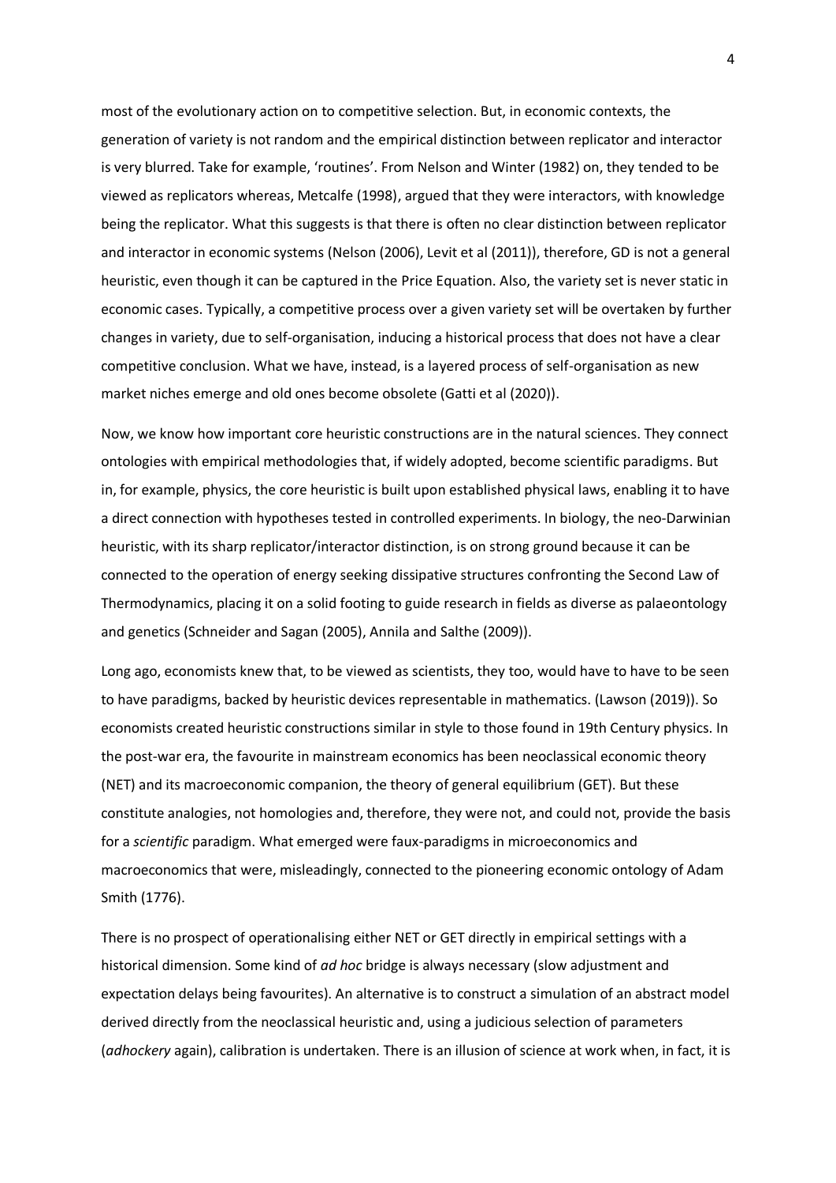most of the evolutionary action on to competitive selection. But, in economic contexts, the generation of variety is not random and the empirical distinction between replicator and interactor is very blurred. Take for example, 'routines'. From Nelson and Winter (1982) on, they tended to be viewed as replicators whereas, Metcalfe (1998), argued that they were interactors, with knowledge being the replicator. What this suggests is that there is often no clear distinction between replicator and interactor in economic systems (Nelson (2006), Levit et al (2011)), therefore, GD is not a general heuristic, even though it can be captured in the Price Equation. Also, the variety set is never static in economic cases. Typically, a competitive process over a given variety set will be overtaken by further changes in variety, due to self-organisation, inducing a historical process that does not have a clear competitive conclusion. What we have, instead, is a layered process of self-organisation as new market niches emerge and old ones become obsolete (Gatti et al (2020)).

Now, we know how important core heuristic constructions are in the natural sciences. They connect ontologies with empirical methodologies that, if widely adopted, become scientific paradigms. But in, for example, physics, the core heuristic is built upon established physical laws, enabling it to have a direct connection with hypotheses tested in controlled experiments. In biology, the neo-Darwinian heuristic, with its sharp replicator/interactor distinction, is on strong ground because it can be connected to the operation of energy seeking dissipative structures confronting the Second Law of Thermodynamics, placing it on a solid footing to guide research in fields as diverse as palaeontology and genetics (Schneider and Sagan (2005), Annila and Salthe (2009)).

Long ago, economists knew that, to be viewed as scientists, they too, would have to have to be seen to have paradigms, backed by heuristic devices representable in mathematics. (Lawson (2019)). So economists created heuristic constructions similar in style to those found in 19th Century physics. In the post-war era, the favourite in mainstream economics has been neoclassical economic theory (NET) and its macroeconomic companion, the theory of general equilibrium (GET). But these constitute analogies, not homologies and, therefore, they were not, and could not, provide the basis for a *scientific* paradigm. What emerged were faux-paradigms in microeconomics and macroeconomics that were, misleadingly, connected to the pioneering economic ontology of Adam Smith (1776).

There is no prospect of operationalising either NET or GET directly in empirical settings with a historical dimension. Some kind of *ad hoc* bridge is always necessary (slow adjustment and expectation delays being favourites). An alternative is to construct a simulation of an abstract model derived directly from the neoclassical heuristic and, using a judicious selection of parameters (*adhockery* again), calibration is undertaken. There is an illusion of science at work when, in fact, it is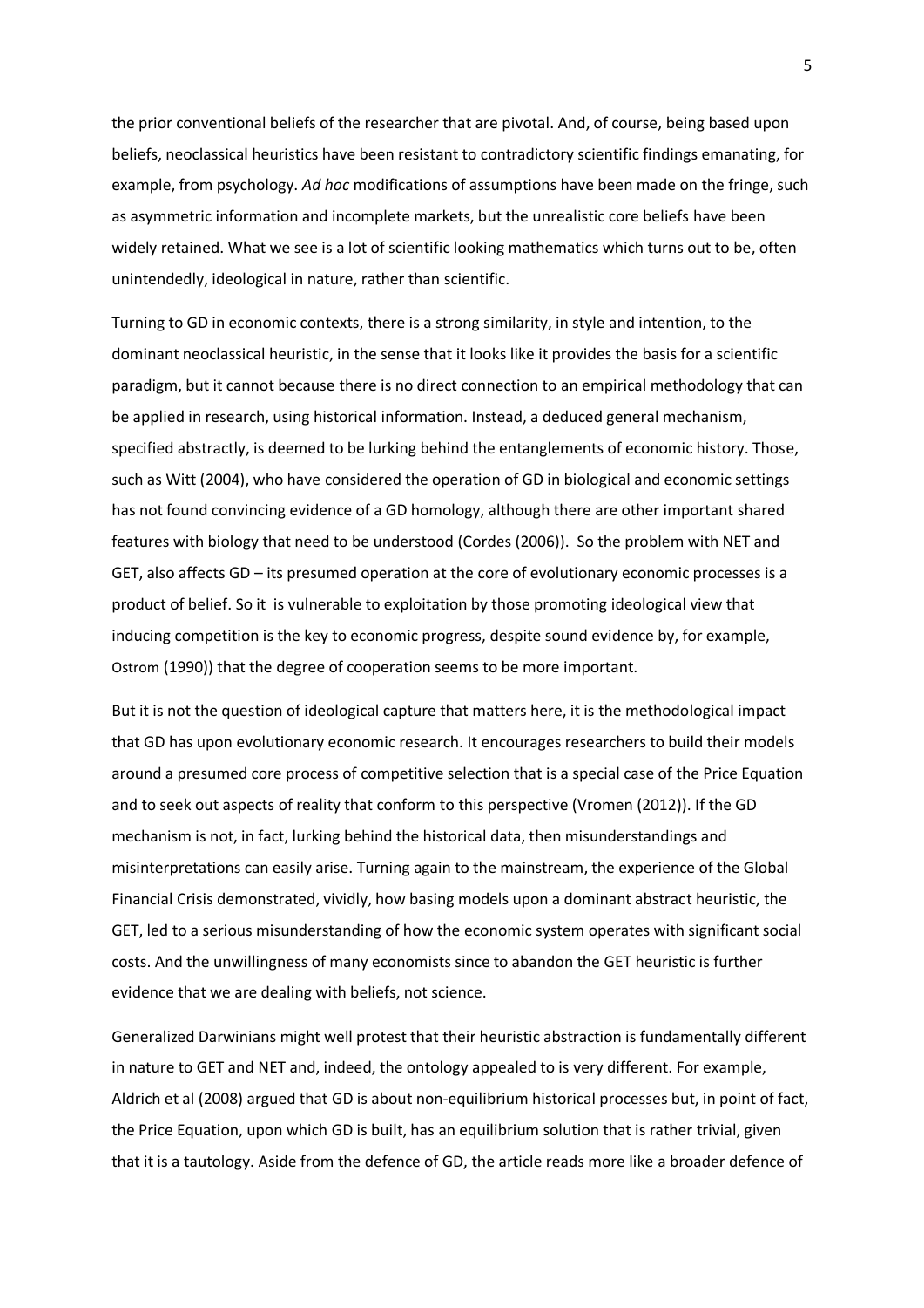the prior conventional beliefs of the researcher that are pivotal. And, of course, being based upon beliefs, neoclassical heuristics have been resistant to contradictory scientific findings emanating, for example, from psychology. *Ad hoc* modifications of assumptions have been made on the fringe, such as asymmetric information and incomplete markets, but the unrealistic core beliefs have been widely retained. What we see is a lot of scientific looking mathematics which turns out to be, often unintendedly, ideological in nature, rather than scientific.

Turning to GD in economic contexts, there is a strong similarity, in style and intention, to the dominant neoclassical heuristic, in the sense that it looks like it provides the basis for a scientific paradigm, but it cannot because there is no direct connection to an empirical methodology that can be applied in research, using historical information. Instead, a deduced general mechanism, specified abstractly, is deemed to be lurking behind the entanglements of economic history. Those, such as Witt (2004), who have considered the operation of GD in biological and economic settings has not found convincing evidence of a GD homology, although there are other important shared features with biology that need to be understood (Cordes (2006)). So the problem with NET and GET, also affects GD – its presumed operation at the core of evolutionary economic processes is a product of belief. So it is vulnerable to exploitation by those promoting ideological view that inducing competition is the key to economic progress, despite sound evidence by, for example, Ostrom (1990)) that the degree of cooperation seems to be more important.

But it is not the question of ideological capture that matters here, it is the methodological impact that GD has upon evolutionary economic research. It encourages researchers to build their models around a presumed core process of competitive selection that is a special case of the Price Equation and to seek out aspects of reality that conform to this perspective (Vromen (2012)). If the GD mechanism is not, in fact, lurking behind the historical data, then misunderstandings and misinterpretations can easily arise. Turning again to the mainstream, the experience of the Global Financial Crisis demonstrated, vividly, how basing models upon a dominant abstract heuristic, the GET, led to a serious misunderstanding of how the economic system operates with significant social costs. And the unwillingness of many economists since to abandon the GET heuristic is further evidence that we are dealing with beliefs, not science.

Generalized Darwinians might well protest that their heuristic abstraction is fundamentally different in nature to GET and NET and, indeed, the ontology appealed to is very different. For example, Aldrich et al (2008) argued that GD is about non-equilibrium historical processes but, in point of fact, the Price Equation, upon which GD is built, has an equilibrium solution that is rather trivial, given that it is a tautology. Aside from the defence of GD, the article reads more like a broader defence of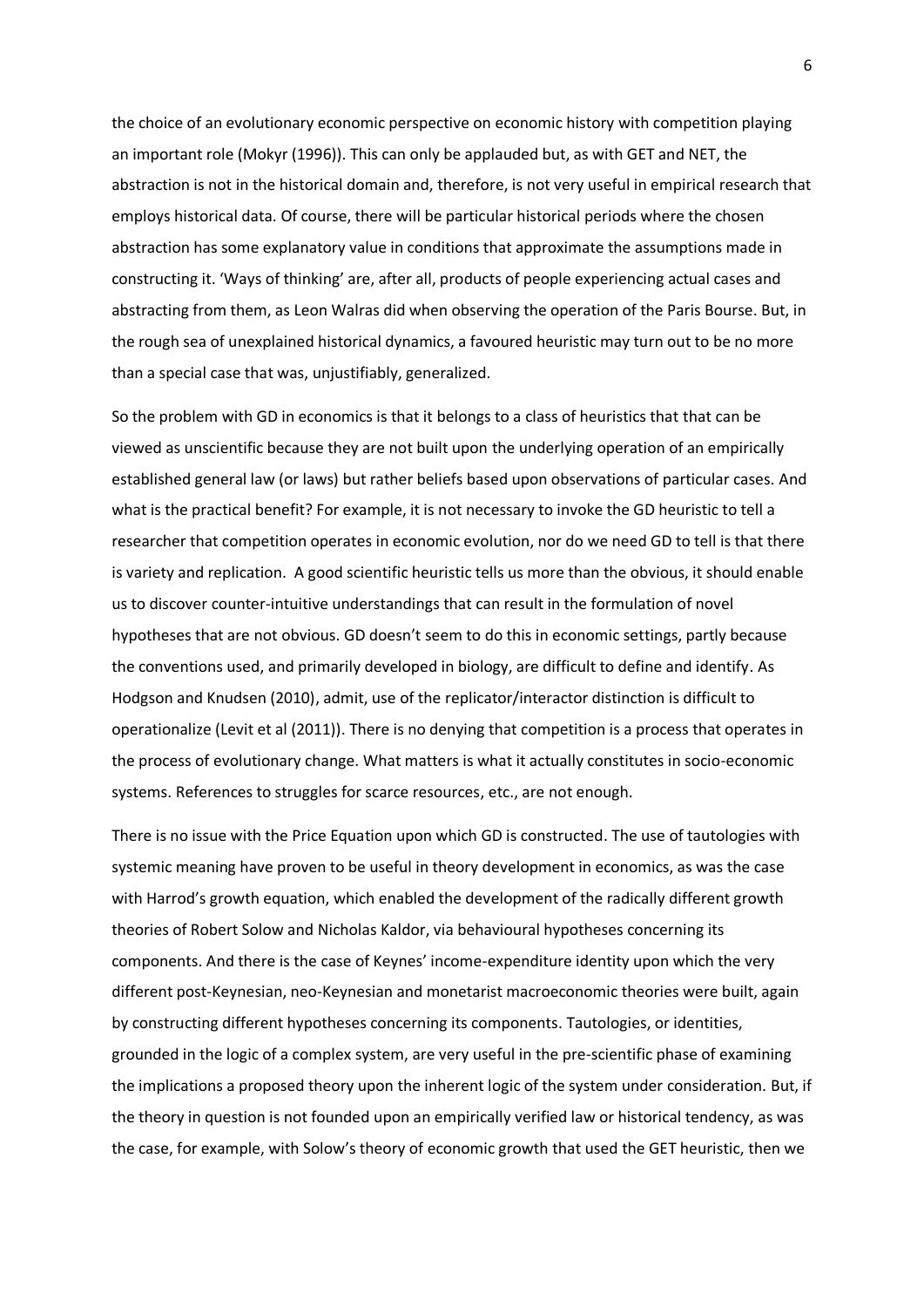the choice of an evolutionary economic perspective on economic history with competition playing an important role (Mokyr (1996)). This can only be applauded but, as with GET and NET, the abstraction is not in the historical domain and, therefore, is not very useful in empirical research that employs historical data. Of course, there will be particular historical periods where the chosen abstraction has some explanatory value in conditions that approximate the assumptions made in constructing it. 'Ways of thinking' are, after all, products of people experiencing actual cases and abstracting from them, as Leon Walras did when observing the operation of the Paris Bourse. But, in the rough sea of unexplained historical dynamics, a favoured heuristic may turn out to be no more than a special case that was, unjustifiably, generalized.

So the problem with GD in economics is that it belongs to a class of heuristics that that can be viewed as unscientific because they are not built upon the underlying operation of an empirically established general law (or laws) but rather beliefs based upon observations of particular cases. And what is the practical benefit? For example, it is not necessary to invoke the GD heuristic to tell a researcher that competition operates in economic evolution, nor do we need GD to tell is that there is variety and replication. A good scientific heuristic tells us more than the obvious, it should enable us to discover counter-intuitive understandings that can result in the formulation of novel hypotheses that are not obvious. GD doesn't seem to do this in economic settings, partly because the conventions used, and primarily developed in biology, are difficult to define and identify. As Hodgson and Knudsen (2010), admit, use of the replicator/interactor distinction is difficult to operationalize (Levit et al (2011)). There is no denying that competition is a process that operates in the process of evolutionary change. What matters is what it actually constitutes in socio-economic systems. References to struggles for scarce resources, etc., are not enough.

There is no issue with the Price Equation upon which GD is constructed. The use of tautologies with systemic meaning have proven to be useful in theory development in economics, as was the case with Harrod's growth equation, which enabled the development of the radically different growth theories of Robert Solow and Nicholas Kaldor, via behavioural hypotheses concerning its components. And there is the case of Keynes' income-expenditure identity upon which the very different post-Keynesian, neo-Keynesian and monetarist macroeconomic theories were built, again by constructing different hypotheses concerning its components. Tautologies, or identities, grounded in the logic of a complex system, are very useful in the pre-scientific phase of examining the implications a proposed theory upon the inherent logic of the system under consideration. But, if the theory in question is not founded upon an empirically verified law or historical tendency, as was the case, for example, with Solow's theory of economic growth that used the GET heuristic, then we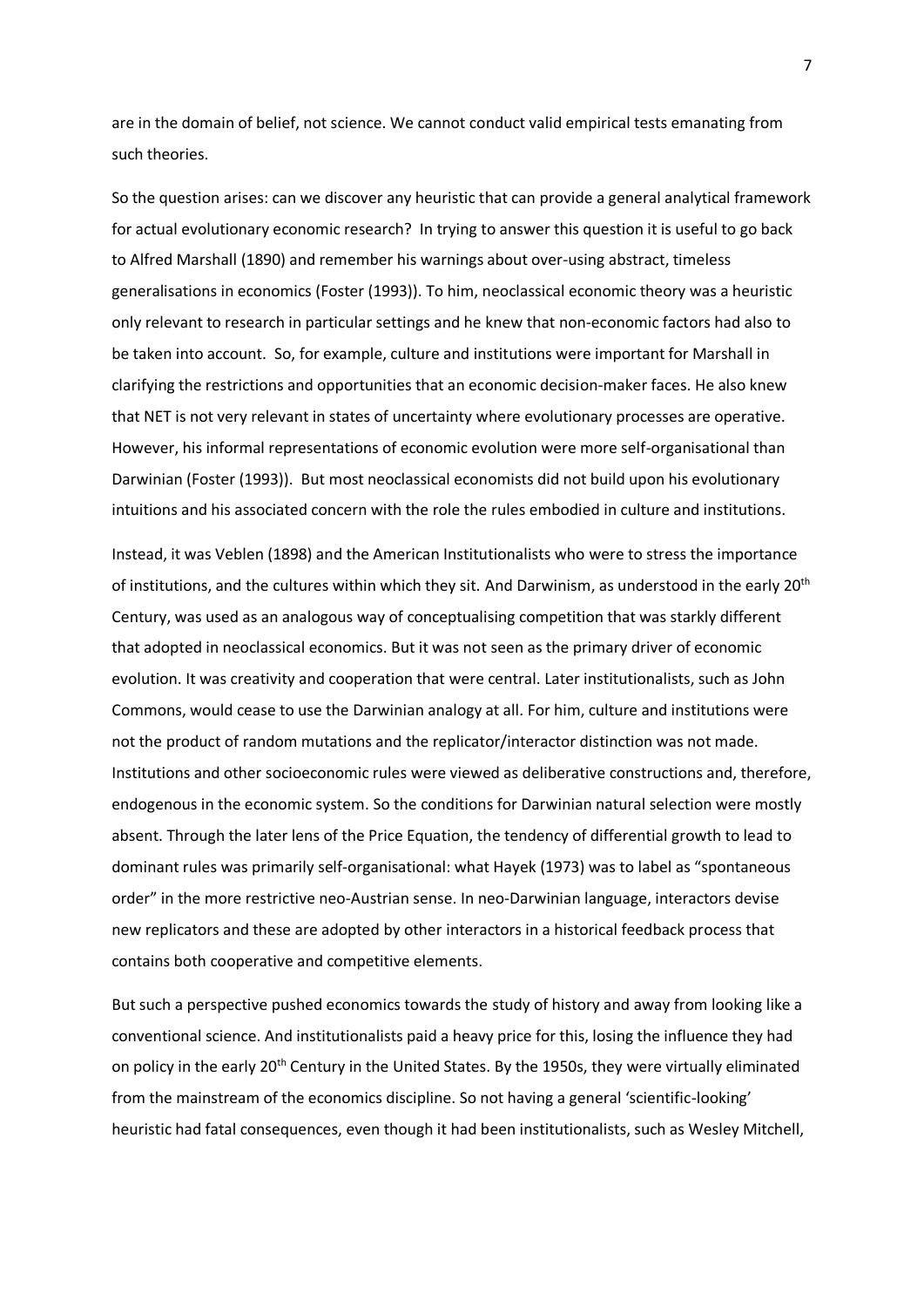are in the domain of belief, not science. We cannot conduct valid empirical tests emanating from such theories.

So the question arises: can we discover any heuristic that can provide a general analytical framework for actual evolutionary economic research? In trying to answer this question it is useful to go back to Alfred Marshall (1890) and remember his warnings about over-using abstract, timeless generalisations in economics (Foster (1993)). To him, neoclassical economic theory was a heuristic only relevant to research in particular settings and he knew that non-economic factors had also to be taken into account. So, for example, culture and institutions were important for Marshall in clarifying the restrictions and opportunities that an economic decision-maker faces. He also knew that NET is not very relevant in states of uncertainty where evolutionary processes are operative. However, his informal representations of economic evolution were more self-organisational than Darwinian (Foster (1993)). But most neoclassical economists did not build upon his evolutionary intuitions and his associated concern with the role the rules embodied in culture and institutions.

Instead, it was Veblen (1898) and the American Institutionalists who were to stress the importance of institutions, and the cultures within which they sit. And Darwinism, as understood in the early 20th Century, was used as an analogous way of conceptualising competition that was starkly different that adopted in neoclassical economics. But it was not seen as the primary driver of economic evolution. It was creativity and cooperation that were central. Later institutionalists, such as John Commons, would cease to use the Darwinian analogy at all. For him, culture and institutions were not the product of random mutations and the replicator/interactor distinction was not made. Institutions and other socioeconomic rules were viewed as deliberative constructions and, therefore, endogenous in the economic system. So the conditions for Darwinian natural selection were mostly absent. Through the later lens of the Price Equation, the tendency of differential growth to lead to dominant rules was primarily self-organisational: what Hayek (1973) was to label as "spontaneous order" in the more restrictive neo-Austrian sense. In neo-Darwinian language, interactors devise new replicators and these are adopted by other interactors in a historical feedback process that contains both cooperative and competitive elements.

But such a perspective pushed economics towards the study of history and away from looking like a conventional science. And institutionalists paid a heavy price for this, losing the influence they had on policy in the early 20th Century in the United States. By the 1950s, they were virtually eliminated from the mainstream of the economics discipline. So not having a general 'scientific-looking' heuristic had fatal consequences, even though it had been institutionalists, such as Wesley Mitchell,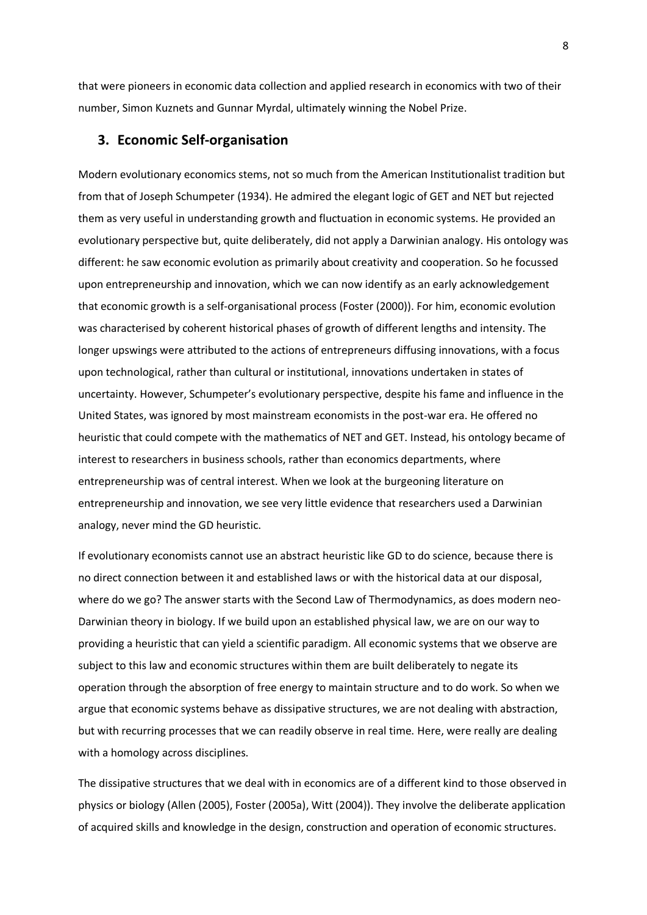that were pioneers in economic data collection and applied research in economics with two of their number, Simon Kuznets and Gunnar Myrdal, ultimately winning the Nobel Prize.

## 3. Economic Self-organisation

Modern evolutionary economics stems, not so much from the American Institutionalist tradition but from that of Joseph Schumpeter (1934). He admired the elegant logic of GET and NET but rejected them as very useful in understanding growth and fluctuation in economic systems. He provided an evolutionary perspective but, quite deliberately, did not apply a Darwinian analogy. His ontology was different: he saw economic evolution as primarily about creativity and cooperation. So he focussed upon entrepreneurship and innovation, which we can now identify as an early acknowledgement that economic growth is a self-organisational process (Foster (2000)). For him, economic evolution was characterised by coherent historical phases of growth of different lengths and intensity. The longer upswings were attributed to the actions of entrepreneurs diffusing innovations, with a focus upon technological, rather than cultural or institutional, innovations undertaken in states of uncertainty. However, Schumpeter's evolutionary perspective, despite his fame and influence in the United States, was ignored by most mainstream economists in the post-war era. He offered no heuristic that could compete with the mathematics of NET and GET. Instead, his ontology became of interest to researchers in business schools, rather than economics departments, where entrepreneurship was of central interest. When we look at the burgeoning literature on entrepreneurship and innovation, we see very little evidence that researchers used a Darwinian analogy, never mind the GD heuristic.

If evolutionary economists cannot use an abstract heuristic like GD to do science, because there is no direct connection between it and established laws or with the historical data at our disposal, where do we go? The answer starts with the Second Law of Thermodynamics, as does modern neo-Darwinian theory in biology. If we build upon an established physical law, we are on our way to providing a heuristic that can yield a scientific paradigm. All economic systems that we observe are subject to this law and economic structures within them are built deliberately to negate its operation through the absorption of free energy to maintain structure and to do work. So when we argue that economic systems behave as dissipative structures, we are not dealing with abstraction, but with recurring processes that we can readily observe in real time. Here, were really are dealing with a homology across disciplines.

The dissipative structures that we deal with in economics are of a different kind to those observed in physics or biology (Allen (2005), Foster (2005a), Witt (2004)). They involve the deliberate application of acquired skills and knowledge in the design, construction and operation of economic structures.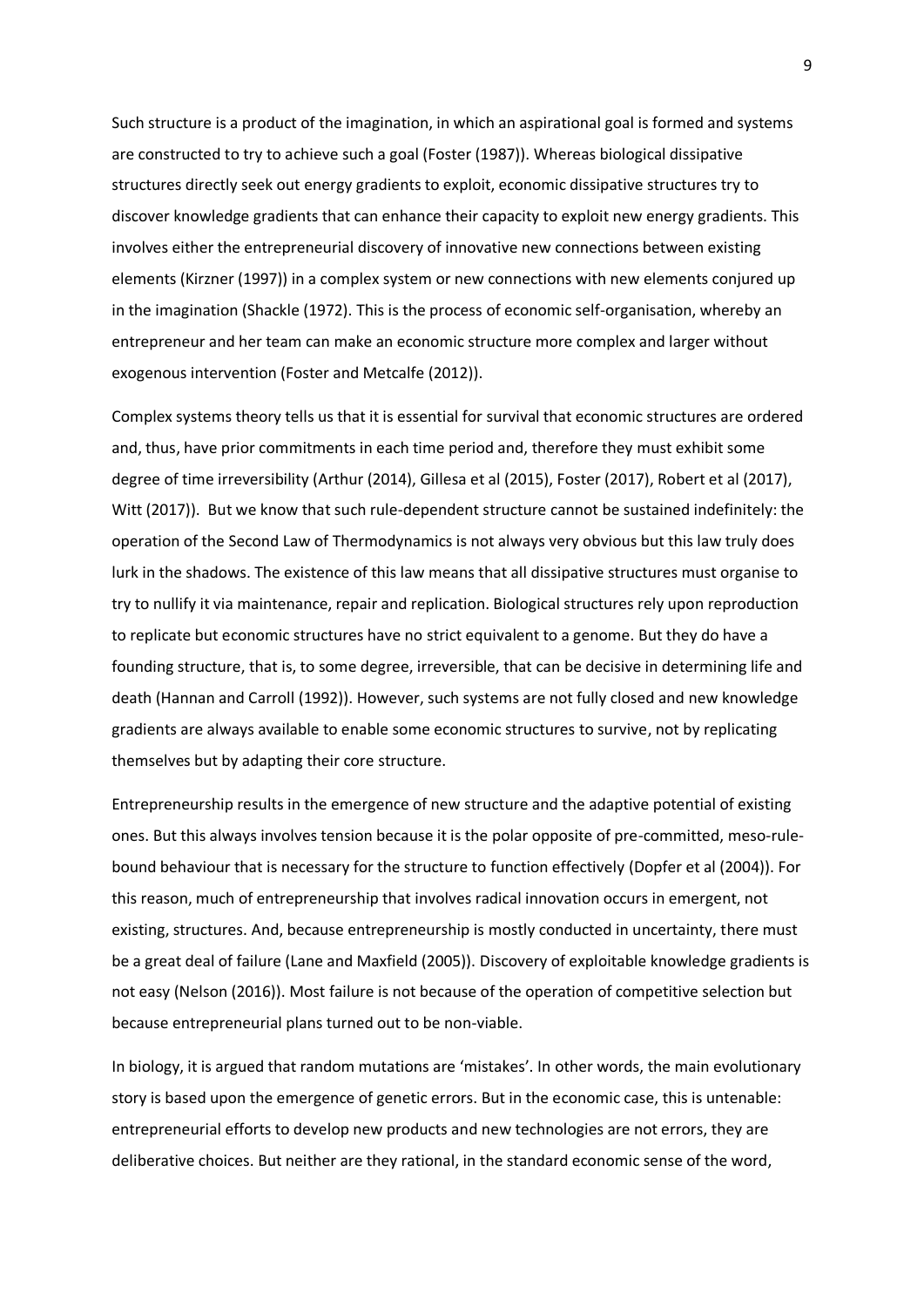Such structure is a product of the imagination, in which an aspirational goal is formed and systems are constructed to try to achieve such a goal (Foster (1987)). Whereas biological dissipative structures directly seek out energy gradients to exploit, economic dissipative structures try to discover knowledge gradients that can enhance their capacity to exploit new energy gradients. This involves either the entrepreneurial discovery of innovative new connections between existing elements (Kirzner (1997)) in a complex system or new connections with new elements conjured up in the imagination (Shackle (1972). This is the process of economic self-organisation, whereby an entrepreneur and her team can make an economic structure more complex and larger without exogenous intervention (Foster and Metcalfe (2012)).

Complex systems theory tells us that it is essential for survival that economic structures are ordered and, thus, have prior commitments in each time period and, therefore they must exhibit some degree of time irreversibility (Arthur (2014), Gillesa et al (2015), Foster (2017), Robert et al (2017), Witt (2017)). But we know that such rule-dependent structure cannot be sustained indefinitely: the operation of the Second Law of Thermodynamics is not always very obvious but this law truly does lurk in the shadows. The existence of this law means that all dissipative structures must organise to try to nullify it via maintenance, repair and replication. Biological structures rely upon reproduction to replicate but economic structures have no strict equivalent to a genome. But they do have a founding structure, that is, to some degree, irreversible, that can be decisive in determining life and death (Hannan and Carroll (1992)). However, such systems are not fully closed and new knowledge gradients are always available to enable some economic structures to survive, not by replicating themselves but by adapting their core structure.

Entrepreneurship results in the emergence of new structure and the adaptive potential of existing ones. But this always involves tension because it is the polar opposite of pre-committed, meso-rule-bound behaviour that is necessary for the structure to function effectively (Dopfer et al (2004)). For this reason, much of entrepreneurship that involves radical innovation occurs in emergent, not existing, structures. And, because entrepreneurship is mostly conducted in uncertainty, there must be a great deal of failure (Lane and Maxfield (2005)). Discovery of exploitable knowledge gradients is not easy (Nelson (2016)). Most failure is not because of the operation of competitive selection but because entrepreneurial plans turned out to be non-viable.

In biology, it is argued that random mutations are 'mistakes'. In other words, the main evolutionary story is based upon the emergence of genetic errors. But in the economic case, this is untenable: entrepreneurial efforts to develop new products and new technologies are not errors, they are deliberative choices. But neither are they rational, in the standard economic sense of the word,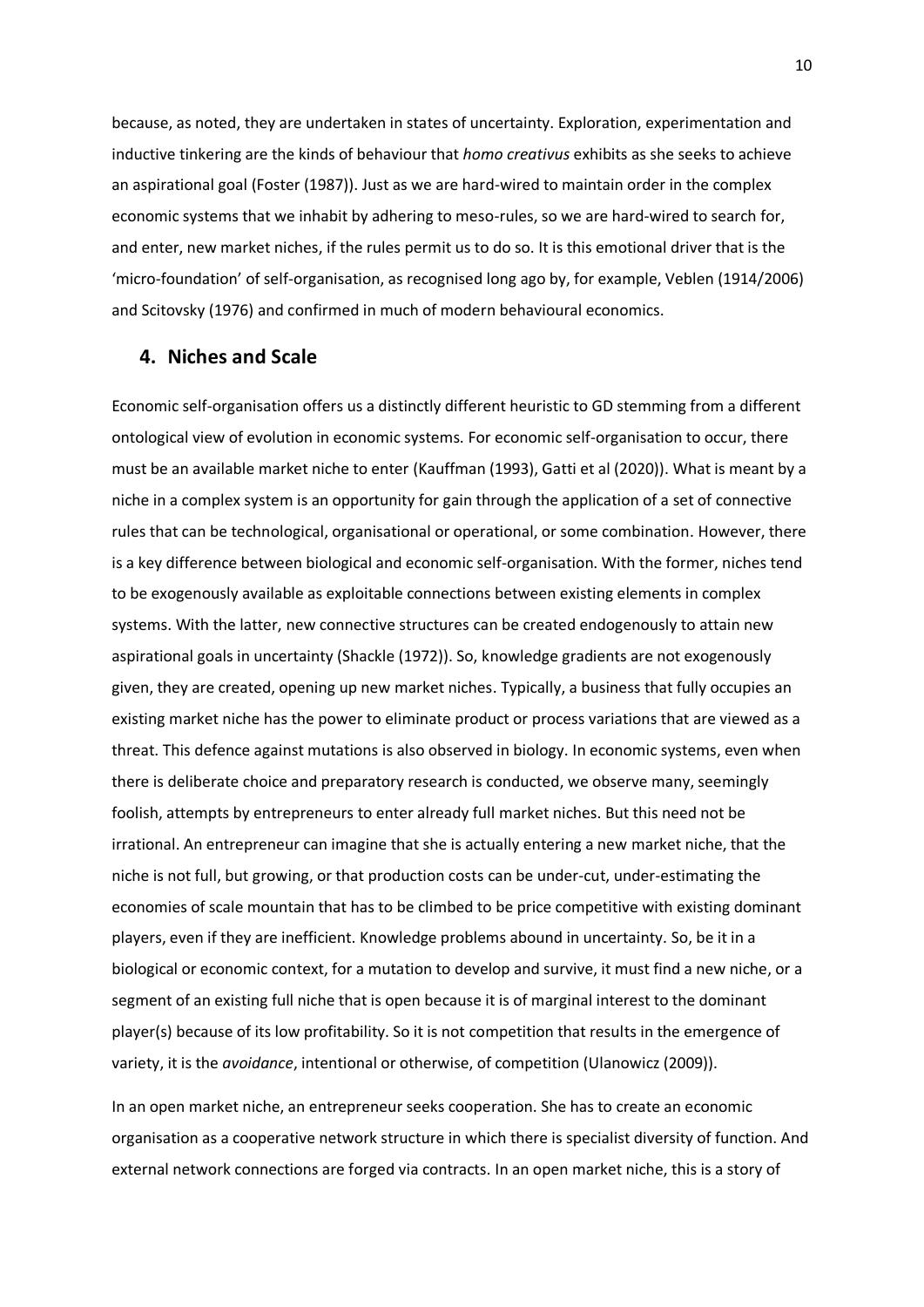because, as noted, they are undertaken in states of uncertainty. Exploration, experimentation and inductive tinkering are the kinds of behaviour that *homo creativus* exhibits as she seeks to achieve an aspirational goal (Foster (1987)). Just as we are hard-wired to maintain order in the complex economic systems that we inhabit by adhering to meso-rules, so we are hard-wired to search for, and enter, new market niches, if the rules permit us to do so. It is this emotional driver that is the 'micro-foundation' of self-organisation, as recognised long ago by, for example, Veblen (1914/2006) and Scitovsky (1976) and confirmed in much of modern behavioural economics.

## 4. Niches and Scale

Economic self-organisation offers us a distinctly different heuristic to GD stemming from a different ontological view of evolution in economic systems. For economic self-organisation to occur, there must be an available market niche to enter (Kauffman (1993), Gatti et al (2020)). What is meant by a niche in a complex system is an opportunity for gain through the application of a set of connective rules that can be technological, organisational or operational, or some combination. However, there is a key difference between biological and economic self-organisation. With the former, niches tend to be exogenously available as exploitable connections between existing elements in complex systems. With the latter, new connective structures can be created endogenously to attain new aspirational goals in uncertainty (Shackle (1972)). So, knowledge gradients are not exogenously given, they are created, opening up new market niches. Typically, a business that fully occupies an existing market niche has the power to eliminate product or process variations that are viewed as a threat. This defence against mutations is also observed in biology. In economic systems, even when there is deliberate choice and preparatory research is conducted, we observe many, seemingly foolish, attempts by entrepreneurs to enter already full market niches. But this need not be irrational. An entrepreneur can imagine that she is actually entering a new market niche, that the niche is not full, but growing, or that production costs can be under-cut, under-estimating the economies of scale mountain that has to be climbed to be price competitive with existing dominant players, even if they are inefficient. Knowledge problems abound in uncertainty. So, be it in a biological or economic context, for a mutation to develop and survive, it must find a new niche, or a segment of an existing full niche that is open because it is of marginal interest to the dominant player(s) because of its low profitability. So it is not competition that results in the emergence of variety, it is the *avoidance*, intentional or otherwise, of competition (Ulanowicz (2009)).

In an open market niche, an entrepreneur seeks cooperation. She has to create an economic organisation as a cooperative network structure in which there is specialist diversity of function. And external network connections are forged via contracts. In an open market niche, this is a story of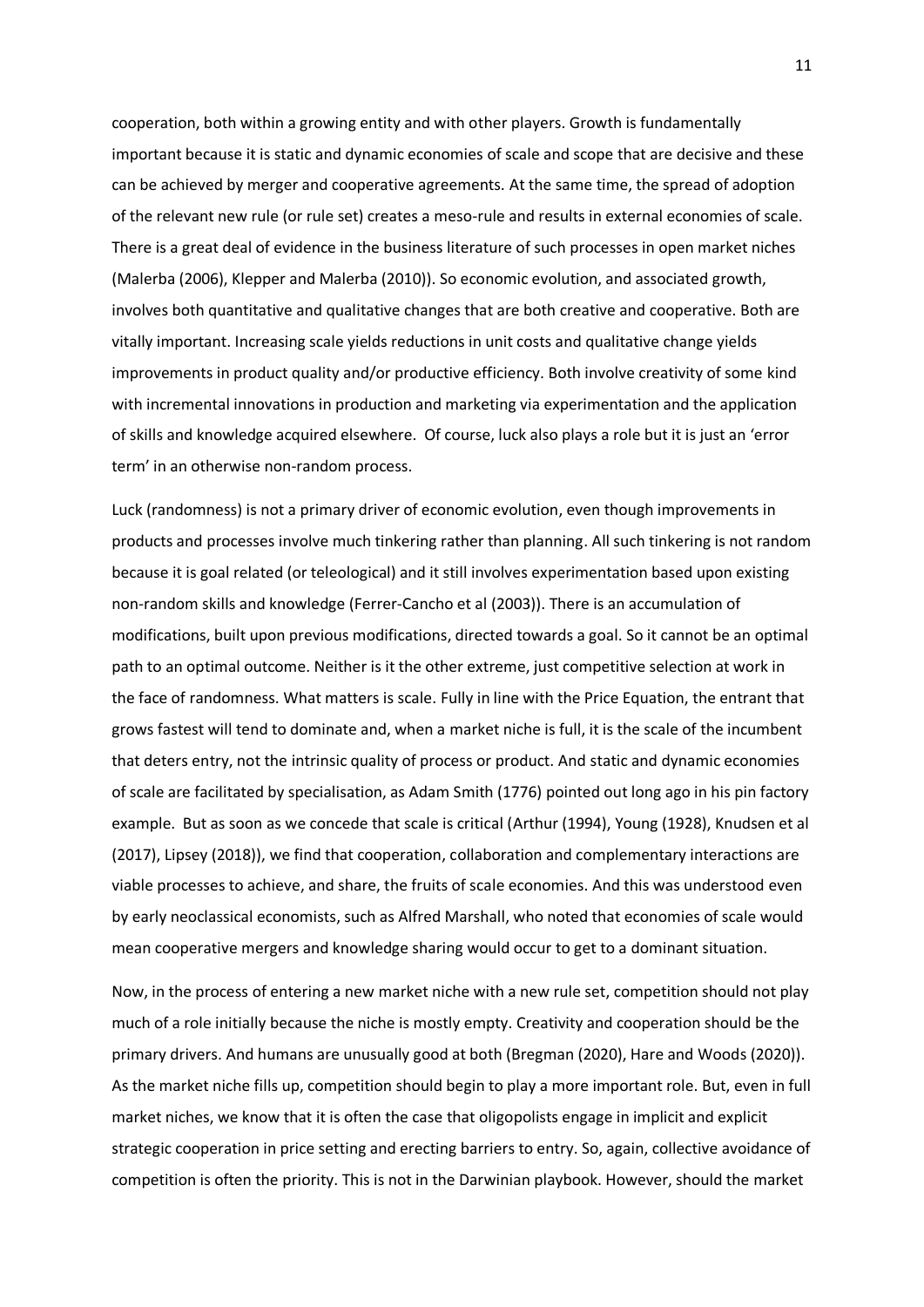cooperation, both within a growing entity and with other players. Growth is fundamentally important because it is static and dynamic economies of scale and scope that are decisive and these can be achieved by merger and cooperative agreements. At the same time, the spread of adoption of the relevant new rule (or rule set) creates a meso-rule and results in external economies of scale. There is a great deal of evidence in the business literature of such processes in open market niches (Malerba (2006), Klepper and Malerba (2010)). So economic evolution, and associated growth, involves both quantitative and qualitative changes that are both creative and cooperative. Both are vitally important. Increasing scale yields reductions in unit costs and qualitative change yields improvements in product quality and/or productive efficiency. Both involve creativity of some kind with incremental innovations in production and marketing via experimentation and the application of skills and knowledge acquired elsewhere. Of course, luck also plays a role but it is just an 'error term' in an otherwise non-random process.

Luck (randomness) is not a primary driver of economic evolution, even though improvements in products and processes involve much tinkering rather than planning. All such tinkering is not random because it is goal related (or teleological) and it still involves experimentation based upon existing non-random skills and knowledge (Ferrer-Cancho et al (2003)). There is an accumulation of modifications, built upon previous modifications, directed towards a goal. So it cannot be an optimal path to an optimal outcome. Neither is it the other extreme, just competitive selection at work in the face of randomness. What matters is scale. Fully in line with the Price Equation, the entrant that grows fastest will tend to dominate and, when a market niche is full, it is the scale of the incumbent that deters entry, not the intrinsic quality of process or product. And static and dynamic economies of scale are facilitated by specialisation, as Adam Smith (1776) pointed out long ago in his pin factory example. But as soon as we concede that scale is critical (Arthur (1994), Young (1928), Knudsen et al (2017), Lipsey (2018)), we find that cooperation, collaboration and complementary interactions are viable processes to achieve, and share, the fruits of scale economies. And this was understood even by early neoclassical economists, such as Alfred Marshall, who noted that economies of scale would mean cooperative mergers and knowledge sharing would occur to get to a dominant situation.

Now, in the process of entering a new market niche with a new rule set, competition should not play much of a role initially because the niche is mostly empty. Creativity and cooperation should be the primary drivers. And humans are unusually good at both (Bregman (2020), Hare and Woods (2020)). As the market niche fills up, competition should begin to play a more important role. But, even in full market niches, we know that it is often the case that oligopolists engage in implicit and explicit strategic cooperation in price setting and erecting barriers to entry. So, again, collective avoidance of competition is often the priority. This is not in the Darwinian playbook. However, should the market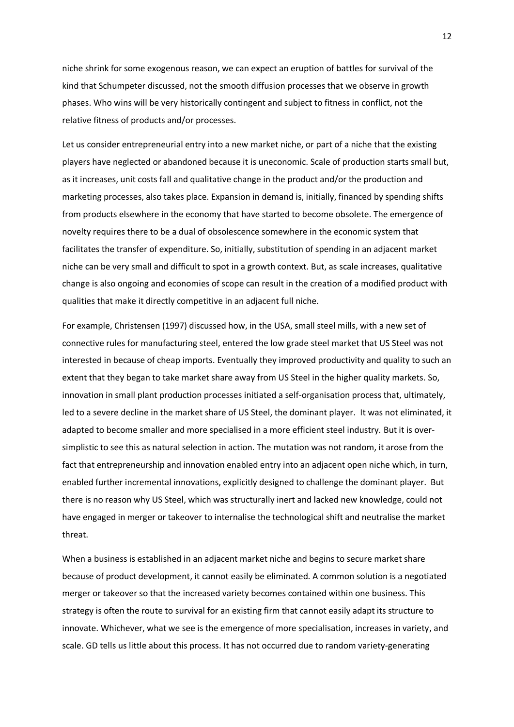niche shrink for some exogenous reason, we can expect an eruption of battles for survival of the kind that Schumpeter discussed, not the smooth diffusion processes that we observe in growth phases. Who wins will be very historically contingent and subject to fitness in conflict, not the relative fitness of products and/or processes.

Let us consider entrepreneurial entry into a new market niche, or part of a niche that the existing players have neglected or abandoned because it is uneconomic. Scale of production starts small but, as it increases, unit costs fall and qualitative change in the product and/or the production and marketing processes, also takes place. Expansion in demand is, initially, financed by spending shifts from products elsewhere in the economy that have started to become obsolete. The emergence of novelty requires there to be a dual of obsolescence somewhere in the economic system that facilitates the transfer of expenditure. So, initially, substitution of spending in an adjacent market niche can be very small and difficult to spot in a growth context. But, as scale increases, qualitative change is also ongoing and economies of scope can result in the creation of a modified product with qualities that make it directly competitive in an adjacent full niche.

For example, Christensen (1997) discussed how, in the USA, small steel mills, with a new set of connective rules for manufacturing steel, entered the low grade steel market that US Steel was not interested in because of cheap imports. Eventually they improved productivity and quality to such an extent that they began to take market share away from US Steel in the higher quality markets. So, innovation in small plant production processes initiated a self-organisation process that, ultimately, led to a severe decline in the market share of US Steel, the dominant player. It was not eliminated, it adapted to become smaller and more specialised in a more efficient steel industry. But it is over-simplistic to see this as natural selection in action. The mutation was not random, it arose from the fact that entrepreneurship and innovation enabled entry into an adjacent open niche which, in turn, enabled further incremental innovations, explicitly designed to challenge the dominant player. But there is no reason why US Steel, which was structurally inert and lacked new knowledge, could not have engaged in merger or takeover to internalise the technological shift and neutralise the market threat.

When a business is established in an adjacent market niche and begins to secure market share because of product development, it cannot easily be eliminated. A common solution is a negotiated merger or takeover so that the increased variety becomes contained within one business. This strategy is often the route to survival for an existing firm that cannot easily adapt its structure to innovate. Whichever, what we see is the emergence of more specialisation, increases in variety, and scale. GD tells us little about this process. It has not occurred due to random variety-generating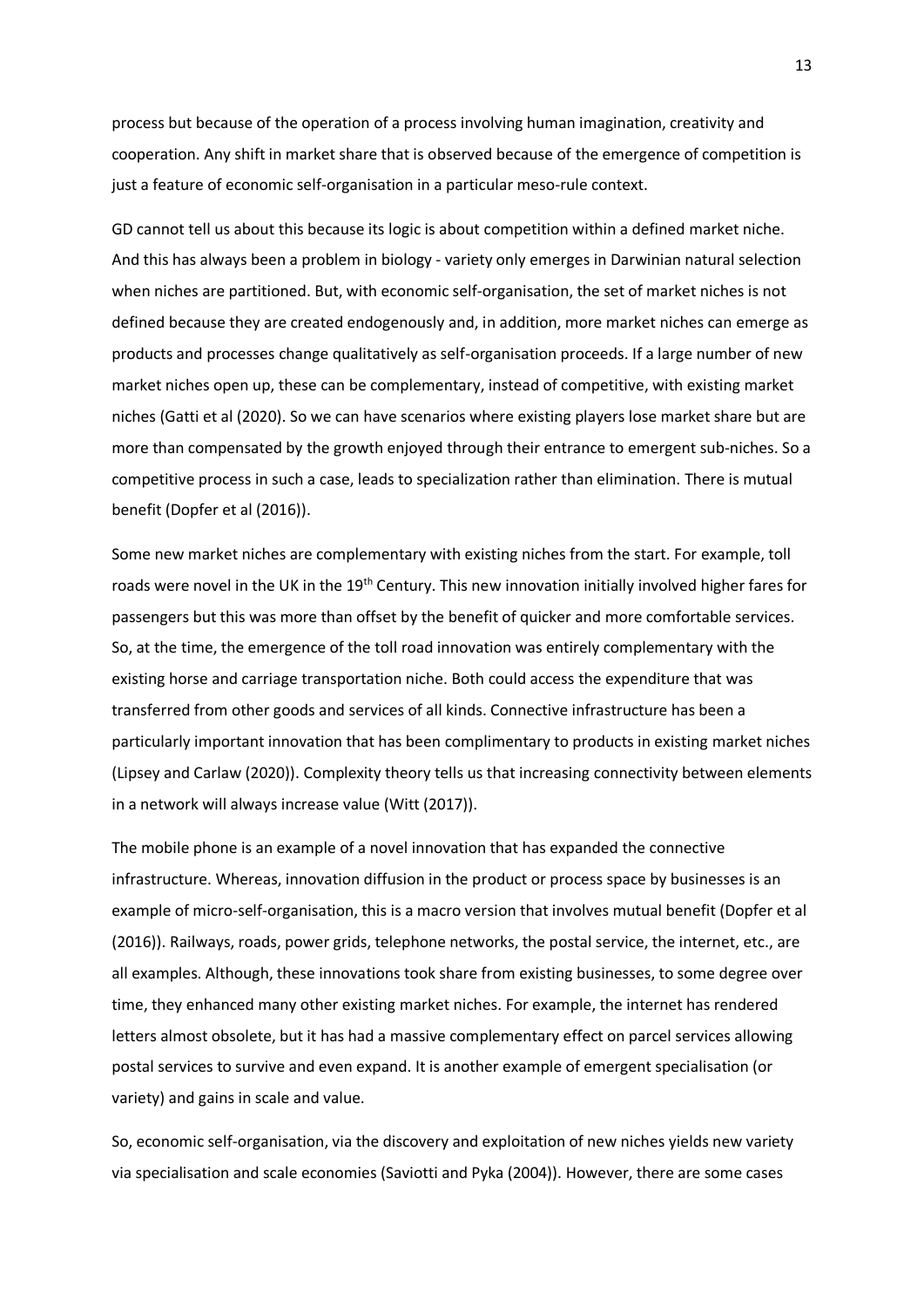process but because of the operation of a process involving human imagination, creativity and cooperation. Any shift in market share that is observed because of the emergence of competition is just a feature of economic self-organisation in a particular meso-rule context.

GD cannot tell us about this because its logic is about competition within a defined market niche. And this has always been a problem in biology - variety only emerges in Darwinian natural selection when niches are partitioned. But, with economic self-organisation, the set of market niches is not defined because they are created endogenously and, in addition, more market niches can emerge as products and processes change qualitatively as self-organisation proceeds. If a large number of new market niches open up, these can be complementary, instead of competitive, with existing market niches (Gatti et al (2020). So we can have scenarios where existing players lose market share but are more than compensated by the growth enjoyed through their entrance to emergent sub-niches. So a competitive process in such a case, leads to specialization rather than elimination. There is mutual benefit (Dopfer et al (2016)).

Some new market niches are complementary with existing niches from the start. For example, toll roads were novel in the UK in the 19th Century. This new innovation initially involved higher fares for passengers but this was more than offset by the benefit of quicker and more comfortable services. So, at the time, the emergence of the toll road innovation was entirely complementary with the existing horse and carriage transportation niche. Both could access the expenditure that was transferred from other goods and services of all kinds. Connective infrastructure has been a particularly important innovation that has been complimentary to products in existing market niches (Lipsey and Carlaw (2020)). Complexity theory tells us that increasing connectivity between elements in a network will always increase value (Witt (2017)).

The mobile phone is an example of a novel innovation that has expanded the connective infrastructure. Whereas, innovation diffusion in the product or process space by businesses is an example of micro-self-organisation, this is a macro version that involves mutual benefit (Dopfer et al (2016)). Railways, roads, power grids, telephone networks, the postal service, the internet, etc., are all examples. Although, these innovations took share from existing businesses, to some degree over time, they enhanced many other existing market niches. For example, the internet has rendered letters almost obsolete, but it has had a massive complementary effect on parcel services allowing postal services to survive and even expand. It is another example of emergent specialisation (or variety) and gains in scale and value.

So, economic self-organisation, via the discovery and exploitation of new niches yields new variety via specialisation and scale economies (Saviotti and Pyka (2004)). However, there are some cases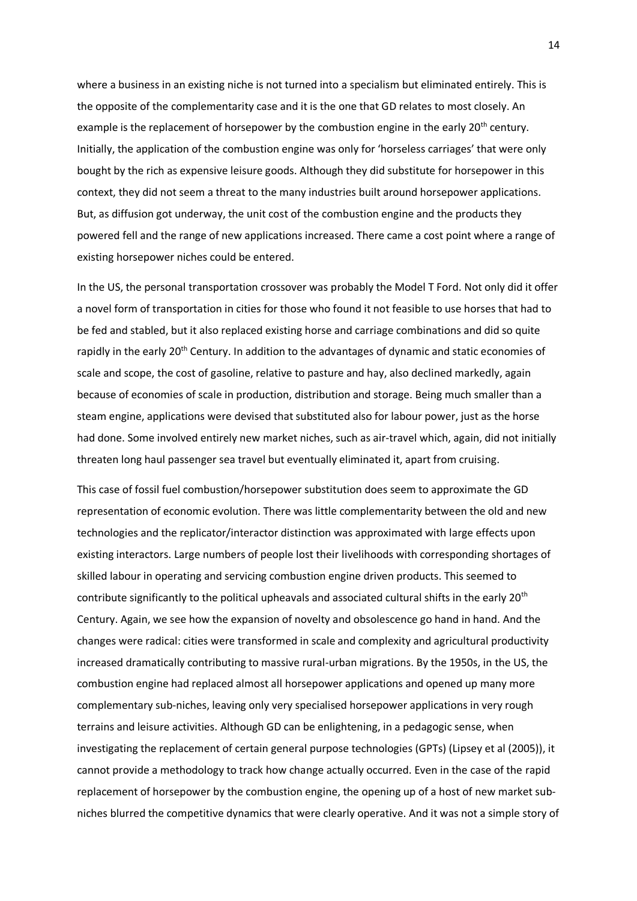where a business in an existing niche is not turned into a specialism but eliminated entirely. This is the opposite of the complementarity case and it is the one that GD relates to most closely. An example is the replacement of horsepower by the combustion engine in the early 20th century. Initially, the application of the combustion engine was only for 'horseless carriages' that were only bought by the rich as expensive leisure goods. Although they did substitute for horsepower in this context, they did not seem a threat to the many industries built around horsepower applications. But, as diffusion got underway, the unit cost of the combustion engine and the products they powered fell and the range of new applications increased. There came a cost point where a range of existing horsepower niches could be entered.

In the US, the personal transportation crossover was probably the Model T Ford. Not only did it offer a novel form of transportation in cities for those who found it not feasible to use horses that had to be fed and stabled, but it also replaced existing horse and carriage combinations and did so quite rapidly in the early 20th Century. In addition to the advantages of dynamic and static economies of scale and scope, the cost of gasoline, relative to pasture and hay, also declined markedly, again because of economies of scale in production, distribution and storage. Being much smaller than a steam engine, applications were devised that substituted also for labour power, just as the horse had done. Some involved entirely new market niches, such as air-travel which, again, did not initially threaten long haul passenger sea travel but eventually eliminated it, apart from cruising.

This case of fossil fuel combustion/horsepower substitution does seem to approximate the GD representation of economic evolution. There was little complementarity between the old and new technologies and the replicator/interactor distinction was approximated with large effects upon existing interactors. Large numbers of people lost their livelihoods with corresponding shortages of skilled labour in operating and servicing combustion engine driven products. This seemed to contribute significantly to the political upheavals and associated cultural shifts in the early 20th Century. Again, we see how the expansion of novelty and obsolescence go hand in hand. And the changes were radical: cities were transformed in scale and complexity and agricultural productivity increased dramatically contributing to massive rural-urban migrations. By the 1950s, in the US, the combustion engine had replaced almost all horsepower applications and opened up many more complementary sub-niches, leaving only very specialised horsepower applications in very rough terrains and leisure activities. Although GD can be enlightening, in a pedagogic sense, when investigating the replacement of certain general purpose technologies (GPTs) (Lipsey et al (2005)), it cannot provide a methodology to track how change actually occurred. Even in the case of the rapid replacement of horsepower by the combustion engine, the opening up of a host of new market sub-niches blurred the competitive dynamics that were clearly operative. And it was not a simple story of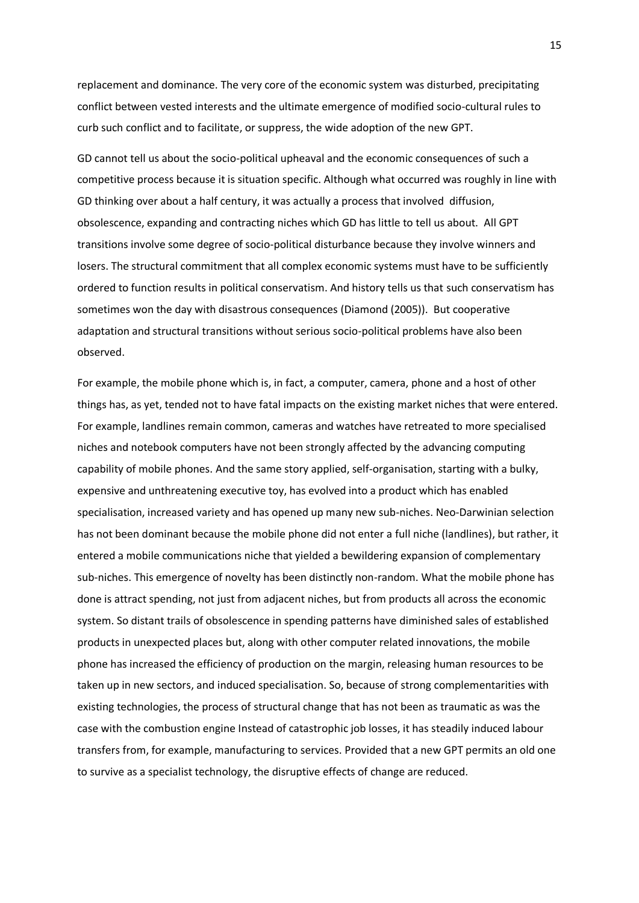replacement and dominance. The very core of the economic system was disturbed, precipitating conflict between vested interests and the ultimate emergence of modified socio-cultural rules to curb such conflict and to facilitate, or suppress, the wide adoption of the new GPT.

GD cannot tell us about the socio-political upheaval and the economic consequences of such a competitive process because it is situation specific. Although what occurred was roughly in line with GD thinking over about a half century, it was actually a process that involved diffusion, obsolescence, expanding and contracting niches which GD has little to tell us about. All GPT transitions involve some degree of socio-political disturbance because they involve winners and losers. The structural commitment that all complex economic systems must have to be sufficiently ordered to function results in political conservatism. And history tells us that such conservatism has sometimes won the day with disastrous consequences (Diamond (2005)). But cooperative adaptation and structural transitions without serious socio-political problems have also been observed.

For example, the mobile phone which is, in fact, a computer, camera, phone and a host of other things has, as yet, tended not to have fatal impacts on the existing market niches that were entered. For example, landlines remain common, cameras and watches have retreated to more specialised niches and notebook computers have not been strongly affected by the advancing computing capability of mobile phones. And the same story applied, self-organisation, starting with a bulky, expensive and unthreatening executive toy, has evolved into a product which has enabled specialisation, increased variety and has opened up many new sub-niches. Neo-Darwinian selection has not been dominant because the mobile phone did not enter a full niche (landlines), but rather, it entered a mobile communications niche that yielded a bewildering expansion of complementary sub-niches. This emergence of novelty has been distinctly non-random. What the mobile phone has done is attract spending, not just from adjacent niches, but from products all across the economic system. So distant trails of obsolescence in spending patterns have diminished sales of established products in unexpected places but, along with other computer related innovations, the mobile phone has increased the efficiency of production on the margin, releasing human resources to be taken up in new sectors, and induced specialisation. So, because of strong complementarities with existing technologies, the process of structural change that has not been as traumatic as was the case with the combustion engine Instead of catastrophic job losses, it has steadily induced labour transfers from, for example, manufacturing to services. Provided that a new GPT permits an old one to survive as a specialist technology, the disruptive effects of change are reduced.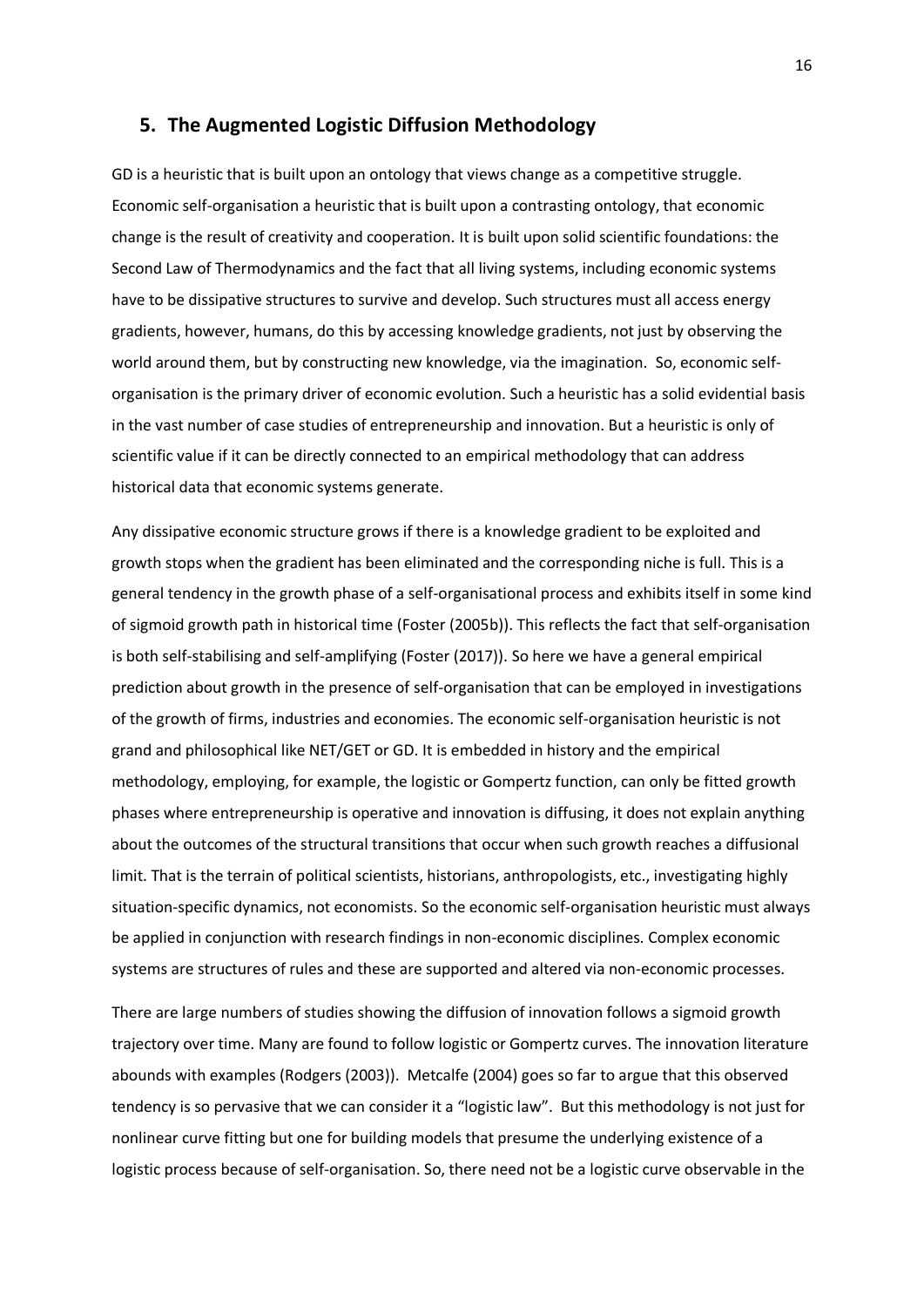## 5. The Augmented Logistic Diffusion Methodology

GD is a heuristic that is built upon an ontology that views change as a competitive struggle. Economic self-organisation a heuristic that is built upon a contrasting ontology, that economic change is the result of creativity and cooperation. It is built upon solid scientific foundations: the Second Law of Thermodynamics and the fact that all living systems, including economic systems have to be dissipative structures to survive and develop. Such structures must all access energy gradients, however, humans, do this by accessing knowledge gradients, not just by observing the world around them, but by constructing new knowledge, via the imagination. So, economic self-organisation is the primary driver of economic evolution. Such a heuristic has a solid evidential basis in the vast number of case studies of entrepreneurship and innovation. But a heuristic is only of scientific value if it can be directly connected to an empirical methodology that can address historical data that economic systems generate.

Any dissipative economic structure grows if there is a knowledge gradient to be exploited and growth stops when the gradient has been eliminated and the corresponding niche is full. This is a general tendency in the growth phase of a self-organisational process and exhibits itself in some kind of sigmoid growth path in historical time (Foster (2005b)). This reflects the fact that self-organisation is both self-stabilising and self-amplifying (Foster (2017)). So here we have a general empirical prediction about growth in the presence of self-organisation that can be employed in investigations of the growth of firms, industries and economies. The economic self-organisation heuristic is not grand and philosophical like NET/GET or GD. It is embedded in history and the empirical methodology, employing, for example, the logistic or Gompertz function, can only be fitted growth phases where entrepreneurship is operative and innovation is diffusing, it does not explain anything about the outcomes of the structural transitions that occur when such growth reaches a diffusional limit. That is the terrain of political scientists, historians, anthropologists, etc., investigating highly situation-specific dynamics, not economists. So the economic self-organisation heuristic must always be applied in conjunction with research findings in non-economic disciplines. Complex economic systems are structures of rules and these are supported and altered via non-economic processes.

There are large numbers of studies showing the diffusion of innovation follows a sigmoid growth trajectory over time. Many are found to follow logistic or Gompertz curves. The innovation literature abounds with examples (Rodgers (2003)). Metcalfe (2004) goes so far to argue that this observed tendency is so pervasive that we can consider it a "logistic law". But this methodology is not just for nonlinear curve fitting but one for building models that presume the underlying existence of a logistic process because of self-organisation. So, there need not be a logistic curve observable in the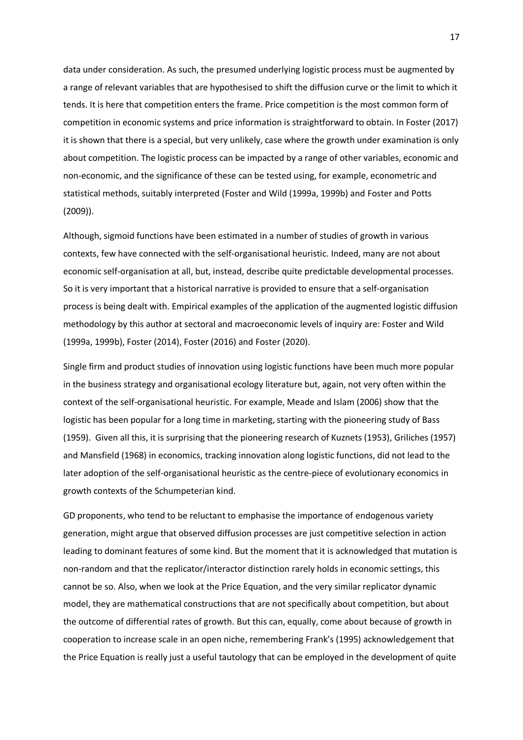data under consideration. As such, the presumed underlying logistic process must be augmented by a range of relevant variables that are hypothesised to shift the diffusion curve or the limit to which it tends. It is here that competition enters the frame. Price competition is the most common form of competition in economic systems and price information is straightforward to obtain. In Foster (2017) it is shown that there is a special, but very unlikely, case where the growth under examination is only about competition. The logistic process can be impacted by a range of other variables, economic and non-economic, and the significance of these can be tested using, for example, econometric and statistical methods, suitably interpreted (Foster and Wild (1999a, 1999b) and Foster and Potts (2009)).

Although, sigmoid functions have been estimated in a number of studies of growth in various contexts, few have connected with the self-organisational heuristic. Indeed, many are not about economic self-organisation at all, but, instead, describe quite predictable developmental processes. So it is very important that a historical narrative is provided to ensure that a self-organisation process is being dealt with. Empirical examples of the application of the augmented logistic diffusion methodology by this author at sectoral and macroeconomic levels of inquiry are: Foster and Wild (1999a, 1999b), Foster (2014), Foster (2016) and Foster (2020).

Single firm and product studies of innovation using logistic functions have been much more popular in the business strategy and organisational ecology literature but, again, not very often within the context of the self-organisational heuristic. For example, Meade and Islam (2006) show that the logistic has been popular for a long time in marketing, starting with the pioneering study of Bass (1959). Given all this, it is surprising that the pioneering research of Kuznets (1953), Griliches (1957) and Mansfield (1968) in economics, tracking innovation along logistic functions, did not lead to the later adoption of the self-organisational heuristic as the centre-piece of evolutionary economics in growth contexts of the Schumpeterian kind.

GD proponents, who tend to be reluctant to emphasise the importance of endogenous variety generation, might argue that observed diffusion processes are just competitive selection in action leading to dominant features of some kind. But the moment that it is acknowledged that mutation is non-random and that the replicator/interactor distinction rarely holds in economic settings, this cannot be so. Also, when we look at the Price Equation, and the very similar replicator dynamic model, they are mathematical constructions that are not specifically about competition, but about the outcome of differential rates of growth. But this can, equally, come about because of growth in cooperation to increase scale in an open niche, remembering Frank's (1995) acknowledgement that the Price Equation is really just a useful tautology that can be employed in the development of quite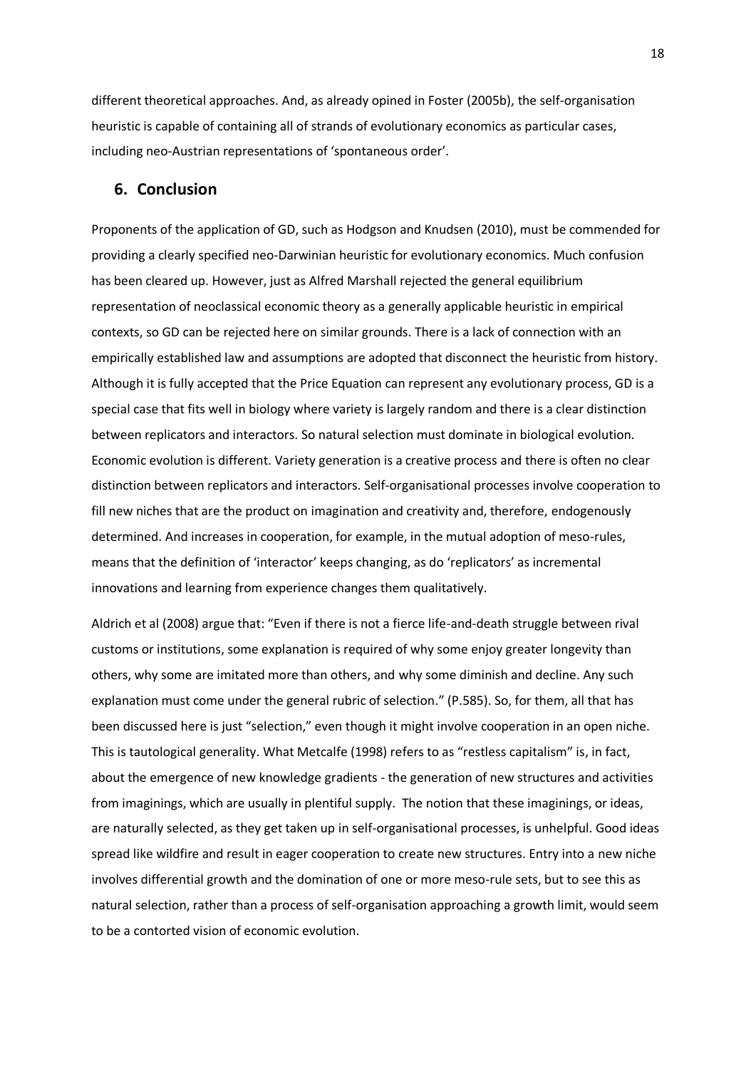different theoretical approaches. And, as already opined in Foster (2005b), the self-organisation heuristic is capable of containing all of strands of evolutionary economics as particular cases, including neo-Austrian representations of 'spontaneous order'.

## 6. Conclusion

Proponents of the application of GD, such as Hodgson and Knudsen (2010), must be commended for providing a clearly specified neo-Darwinian heuristic for evolutionary economics. Much confusion has been cleared up. However, just as Alfred Marshall rejected the general equilibrium representation of neoclassical economic theory as a generally applicable heuristic in empirical contexts, so GD can be rejected here on similar grounds. There is a lack of connection with an empirically established law and assumptions are adopted that disconnect the heuristic from history. Although it is fully accepted that the Price Equation can represent any evolutionary process, GD is a special case that fits well in biology where variety is largely random and there is a clear distinction between replicators and interactors. So natural selection must dominate in biological evolution. Economic evolution is different. Variety generation is a creative process and there is often no clear distinction between replicators and interactors. Self-organisational processes involve cooperation to fill new niches that are the product on imagination and creativity and, therefore, endogenously determined. And increases in cooperation, for example, in the mutual adoption of meso-rules, means that the definition of 'interactor' keeps changing, as do 'replicators' as incremental innovations and learning from experience changes them qualitatively.

Aldrich et al (2008) argue that: "Even if there is not a fierce life-and-death struggle between rival customs or institutions, some explanation is required of why some enjoy greater longevity than others, why some are imitated more than others, and why some diminish and decline. Any such explanation must come under the general rubric of selection." (P.585). So, for them, all that has been discussed here is just "selection," even though it might involve cooperation in an open niche. This is tautological generality. What Metcalfe (1998) refers to as "restless capitalism" is, in fact, about the emergence of new knowledge gradients - the generation of new structures and activities from imaginings, which are usually in plentiful supply. The notion that these imaginings, or ideas, are naturally selected, as they get taken up in self-organisational processes, is unhelpful. Good ideas spread like wildfire and result in eager cooperation to create new structures. Entry into a new niche involves differential growth and the domination of one or more meso-rule sets, but to see this as natural selection, rather than a process of self-organisation approaching a growth limit, would seem to be a contorted vision of economic evolution.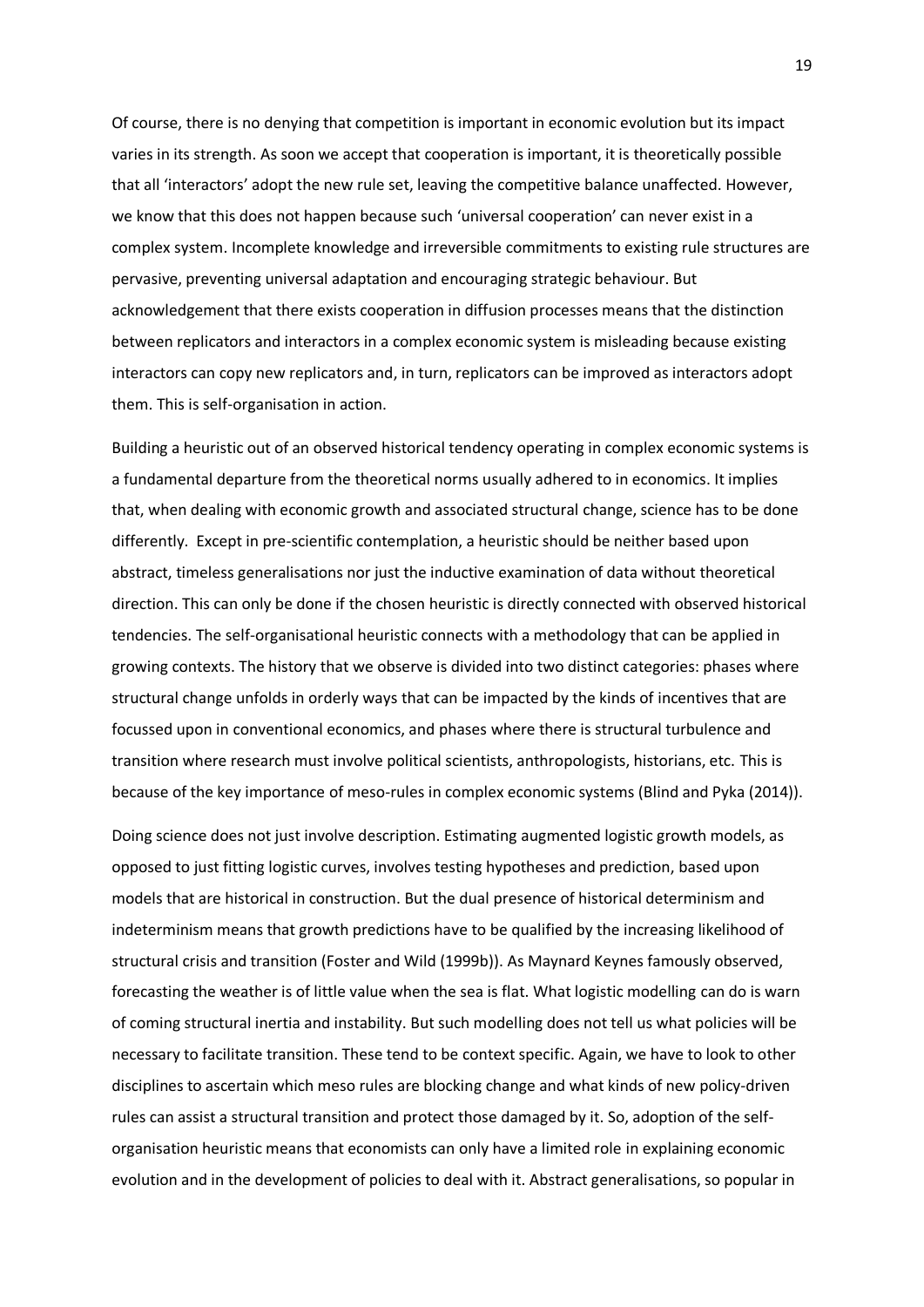Of course, there is no denying that competition is important in economic evolution but its impact varies in its strength. As soon we accept that cooperation is important, it is theoretically possible that all 'interactors' adopt the new rule set, leaving the competitive balance unaffected. However, we know that this does not happen because such 'universal cooperation' can never exist in a complex system. Incomplete knowledge and irreversible commitments to existing rule structures are pervasive, preventing universal adaptation and encouraging strategic behaviour. But acknowledgement that there exists cooperation in diffusion processes means that the distinction between replicators and interactors in a complex economic system is misleading because existing interactors can copy new replicators and, in turn, replicators can be improved as interactors adopt them. This is self-organisation in action.

Building a heuristic out of an observed historical tendency operating in complex economic systems is a fundamental departure from the theoretical norms usually adhered to in economics. It implies that, when dealing with economic growth and associated structural change, science has to be done differently. Except in pre-scientific contemplation, a heuristic should be neither based upon abstract, timeless generalisations nor just the inductive examination of data without theoretical direction. This can only be done if the chosen heuristic is directly connected with observed historical tendencies. The self-organisational heuristic connects with a methodology that can be applied in growing contexts. The history that we observe is divided into two distinct categories: phases where structural change unfolds in orderly ways that can be impacted by the kinds of incentives that are focussed upon in conventional economics, and phases where there is structural turbulence and transition where research must involve political scientists, anthropologists, historians, etc. This is because of the key importance of meso-rules in complex economic systems (Blind and Pyka (2014)).

Doing science does not just involve description. Estimating augmented logistic growth models, as opposed to just fitting logistic curves, involves testing hypotheses and prediction, based upon models that are historical in construction. But the dual presence of historical determinism and indeterminism means that growth predictions have to be qualified by the increasing likelihood of structural crisis and transition (Foster and Wild (1999b)). As Maynard Keynes famously observed, forecasting the weather is of little value when the sea is flat. What logistic modelling can do is warn of coming structural inertia and instability. But such modelling does not tell us what policies will be necessary to facilitate transition. These tend to be context specific. Again, we have to look to other disciplines to ascertain which meso rules are blocking change and what kinds of new policy-driven rules can assist a structural transition and protect those damaged by it. So, adoption of the self-organisation heuristic means that economists can only have a limited role in explaining economic evolution and in the development of policies to deal with it. Abstract generalisations, so popular in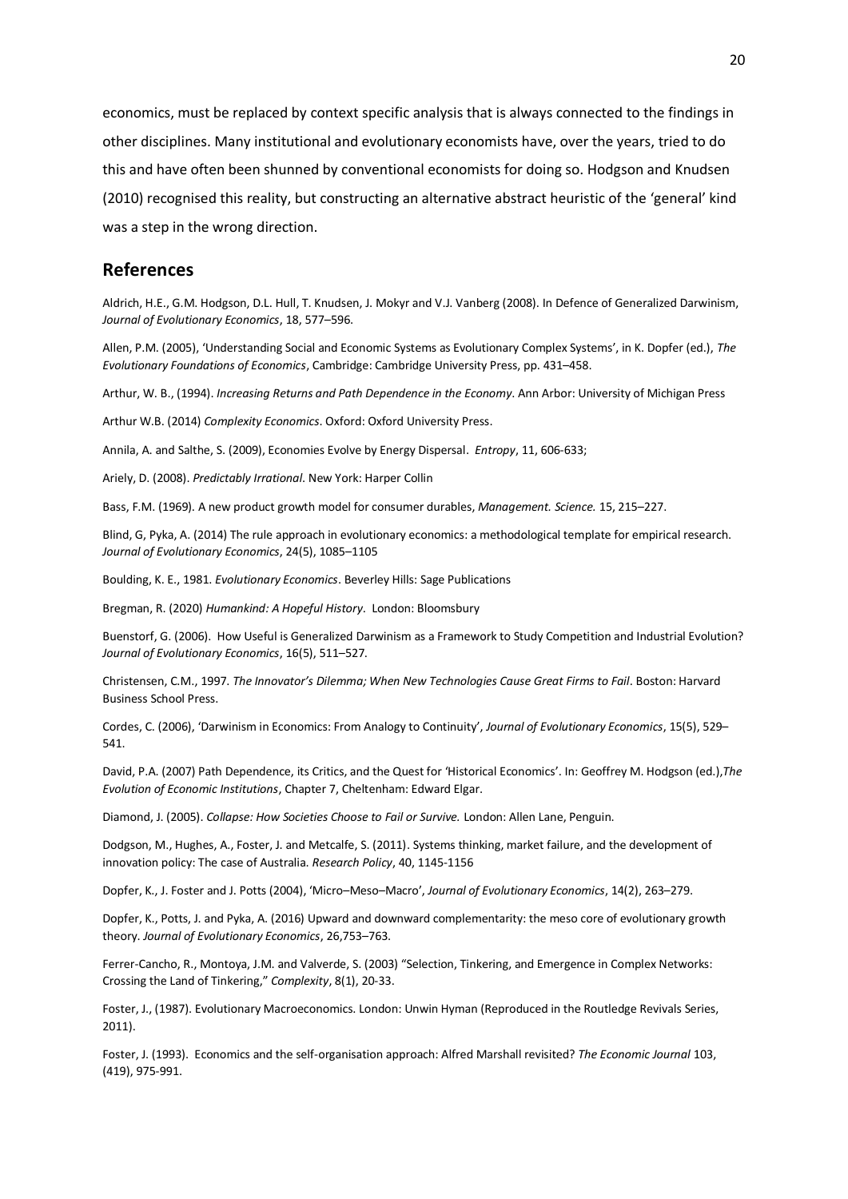economics, must be replaced by context specific analysis that is always connected to the findings in other disciplines. Many institutional and evolutionary economists have, over the years, tried to do this and have often been shunned by conventional economists for doing so. Hodgson and Knudsen (2010) recognised this reality, but constructing an alternative abstract heuristic of the 'general' kind was a step in the wrong direction.

## References

Aldrich, H.E., G.M. Hodgson, D.L. Hull, T. Knudsen, J. Mokyr and V.J. Vanberg (2008). In Defence of Generalized Darwinism, *Journal of Evolutionary Economics*, 18, 577–596.

Allen, P.M. (2005), 'Understanding Social and Economic Systems as Evolutionary Complex Systems', in K. Dopfer (ed.), *The Evolutionary Foundations of Economics*, Cambridge: Cambridge University Press, pp. 431–458.

Arthur, W. B., (1994). *Increasing Returns and Path Dependence in the Economy*. Ann Arbor: University of Michigan Press

Arthur W.B. (2014) *Complexity Economics*. Oxford: Oxford University Press.

Annila, A. and Salthe, S. (2009), Economies Evolve by Energy Dispersal. *Entropy*, 11, 606-633;

Ariely, D. (2008). *Predictably Irrational*. New York: Harper Collin

Bass, F.M. (1969). A new product growth model for consumer durables, *Management. Science.* 15, 215–227.

Blind, G, Pyka, A. (2014) The rule approach in evolutionary economics: a methodological template for empirical research. *Journal of Evolutionary Economics*, 24(5), 1085–1105

Boulding, K. E., 1981. *Evolutionary Economics*. Beverley Hills: Sage Publications

Bregman, R. (2020) *Humankind: A Hopeful History*. London: Bloomsbury

Buenstorf, G. (2006). How Useful is Generalized Darwinism as a Framework to Study Competition and Industrial Evolution? *Journal of Evolutionary Economics*, 16(5), 511–527.

Christensen, C.M., 1997. *The Innovator's Dilemma; When New Technologies Cause Great Firms to Fail*. Boston: Harvard Business School Press.

Cordes, C. (2006), 'Darwinism in Economics: From Analogy to Continuity', *Journal of Evolutionary Economics*, 15(5), 529–541.

David, P.A. (2007) Path Dependence, its Critics, and the Quest for 'Historical Economics'. In: Geoffrey M. Hodgson (ed.),*The Evolution of Economic Institutions*, Chapter 7, Cheltenham: Edward Elgar.

Diamond, J. (2005). *Collapse: How Societies Choose to Fail or Survive.* London: Allen Lane, Penguin.

Dodgson, M., Hughes, A., Foster, J. and Metcalfe, S. (2011). Systems thinking, market failure, and the development of innovation policy: The case of Australia. *Research Policy*, 40, 1145-1156

Dopfer, K., J. Foster and J. Potts (2004), 'Micro–Meso–Macro', *Journal of Evolutionary Economics*, 14(2), 263–279.

Dopfer, K., Potts, J. and Pyka, A. (2016) Upward and downward complementarity: the meso core of evolutionary growth theory. *Journal of Evolutionary Economics*, 26,753–763.

Ferrer-Cancho, R., Montoya, J.M. and Valverde, S. (2003) "Selection, Tinkering, and Emergence in Complex Networks: Crossing the Land of Tinkering," *Complexity*, 8(1), 20-33.

Foster, J., (1987). Evolutionary Macroeconomics. London: Unwin Hyman (Reproduced in the Routledge Revivals Series, 2011).

Foster, J. (1993). Economics and the self-organisation approach: Alfred Marshall revisited? *The Economic Journal* 103, (419), 975-991.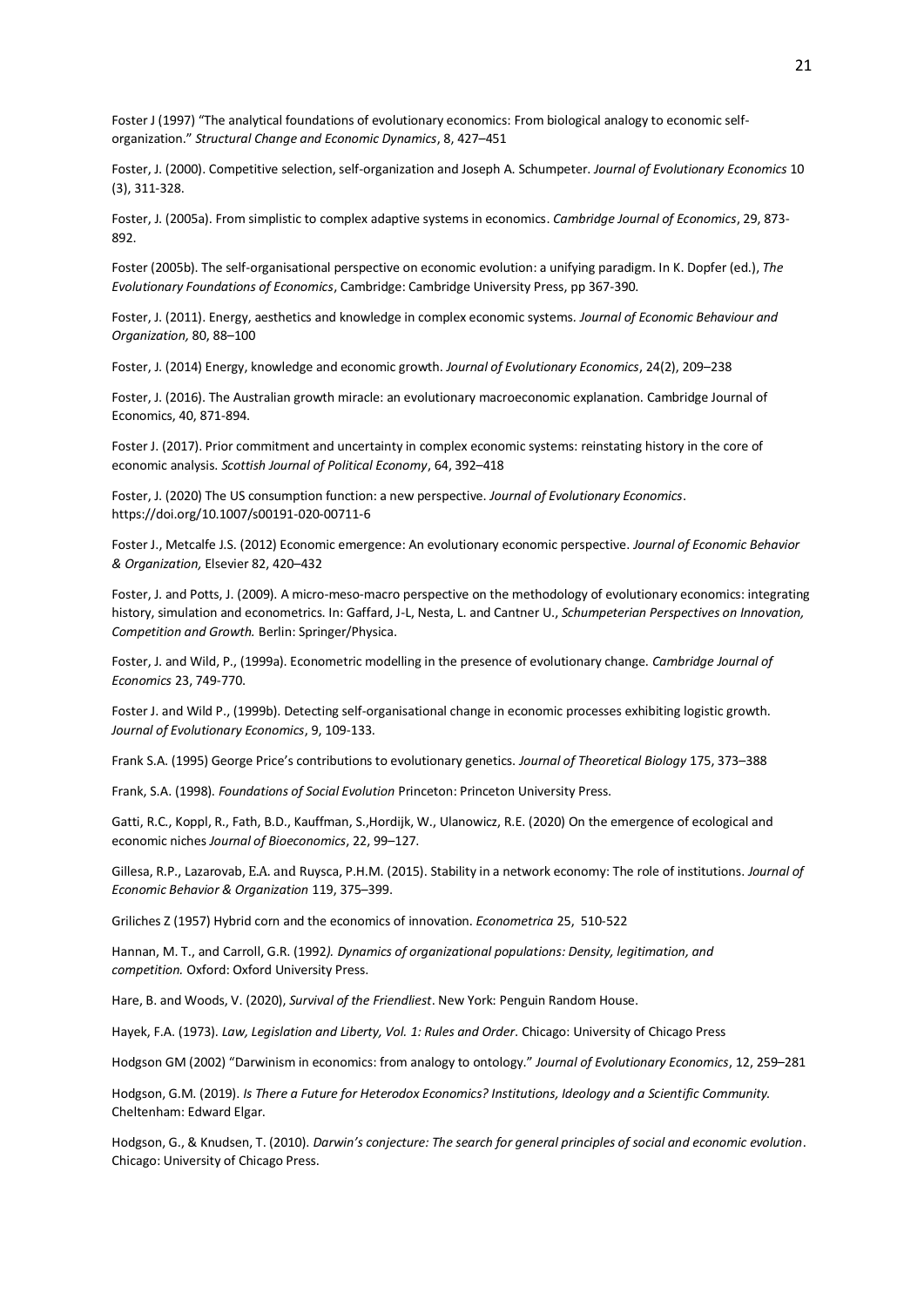Foster J (1997) "The analytical foundations of evolutionary economics: From biological analogy to economic self-organization." *Structural Change and Economic Dynamics*, 8, 427–451

Foster, J. (2000). Competitive selection, self-organization and Joseph A. Schumpeter. *Journal of Evolutionary Economics* 10 (3), 311-328.

Foster, J. (2005a). From simplistic to complex adaptive systems in economics. *Cambridge Journal of Economics*, 29, 873-892.

Foster (2005b). The self-organisational perspective on economic evolution: a unifying paradigm. In K. Dopfer (ed.), *The Evolutionary Foundations of Economics*, Cambridge: Cambridge University Press, pp 367-390.

Foster, J. (2011). Energy, aesthetics and knowledge in complex economic systems. *Journal of Economic Behaviour and Organization,* 80, 88–100

Foster, J. (2014) Energy, knowledge and economic growth. *Journal of Evolutionary Economics*, 24(2), 209–238

Foster, J. (2016). The Australian growth miracle: an evolutionary macroeconomic explanation. Cambridge Journal of Economics, 40, 871-894.

Foster J. (2017). Prior commitment and uncertainty in complex economic systems: reinstating history in the core of economic analysis. *Scottish Journal of Political Economy*, 64, 392–418

Foster, J. (2020) The US consumption function: a new perspective. *Journal of Evolutionary Economics*. https://doi.org/10.1007/s00191-020-00711-6

Foster J., Metcalfe J.S. (2012) Economic emergence: An evolutionary economic perspective. *Journal of Economic Behavior & Organization,* Elsevier 82, 420–432

Foster, J. and Potts, J. (2009). A micro-meso-macro perspective on the methodology of evolutionary economics: integrating history, simulation and econometrics. In: Gaffard, J-L, Nesta, L. and Cantner U., *Schumpeterian Perspectives on Innovation, Competition and Growth.* Berlin: Springer/Physica.

Foster, J. and Wild, P., (1999a). Econometric modelling in the presence of evolutionary change. *Cambridge Journal of Economics* 23, 749-770.

Foster J. and Wild P., (1999b). Detecting self-organisational change in economic processes exhibiting logistic growth. *Journal of Evolutionary Economics*, 9, 109-133.

Frank S.A. (1995) George Price's contributions to evolutionary genetics. *Journal of Theoretical Biology* 175, 373–388

Frank, S.A. (1998). *Foundations of Social Evolution* Princeton: Princeton University Press.

Gatti, R.C., Koppl, R., Fath, B.D., Kauffman, S.,Hordijk, W., Ulanowicz, R.E. (2020) On the emergence of ecological and economic niches *Journal of Bioeconomics*, 22, 99–127.

Gillesa, R.P., Lazarovab, E.A. and Ruysca, P.H.M. (2015). Stability in a network economy: The role of institutions. *Journal of Economic Behavior & Organization* 119, 375–399.

Griliches Z (1957) Hybrid corn and the economics of innovation. *Econometrica* 25, 510-522

Hannan, M. T., and Carroll, G.R. (1992*). Dynamics of organizational populations: Density, legitimation, and competition.* Oxford: Oxford University Press.

Hare, B. and Woods, V. (2020), *Survival of the Friendliest*. New York: Penguin Random House.

Hayek, F.A. (1973). *Law, Legislation and Liberty, Vol. 1: Rules and Order*. Chicago: University of Chicago Press

Hodgson GM (2002) "Darwinism in economics: from analogy to ontology." *Journal of Evolutionary Economics*, 12, 259–281

Hodgson, G.M. (2019). *Is There a Future for Heterodox Economics? Institutions, Ideology and a Scientific Community.* Cheltenham: Edward Elgar.

Hodgson, G., & Knudsen, T. (2010). *Darwin's conjecture: The search for general principles of social and economic evolution*. Chicago: University of Chicago Press.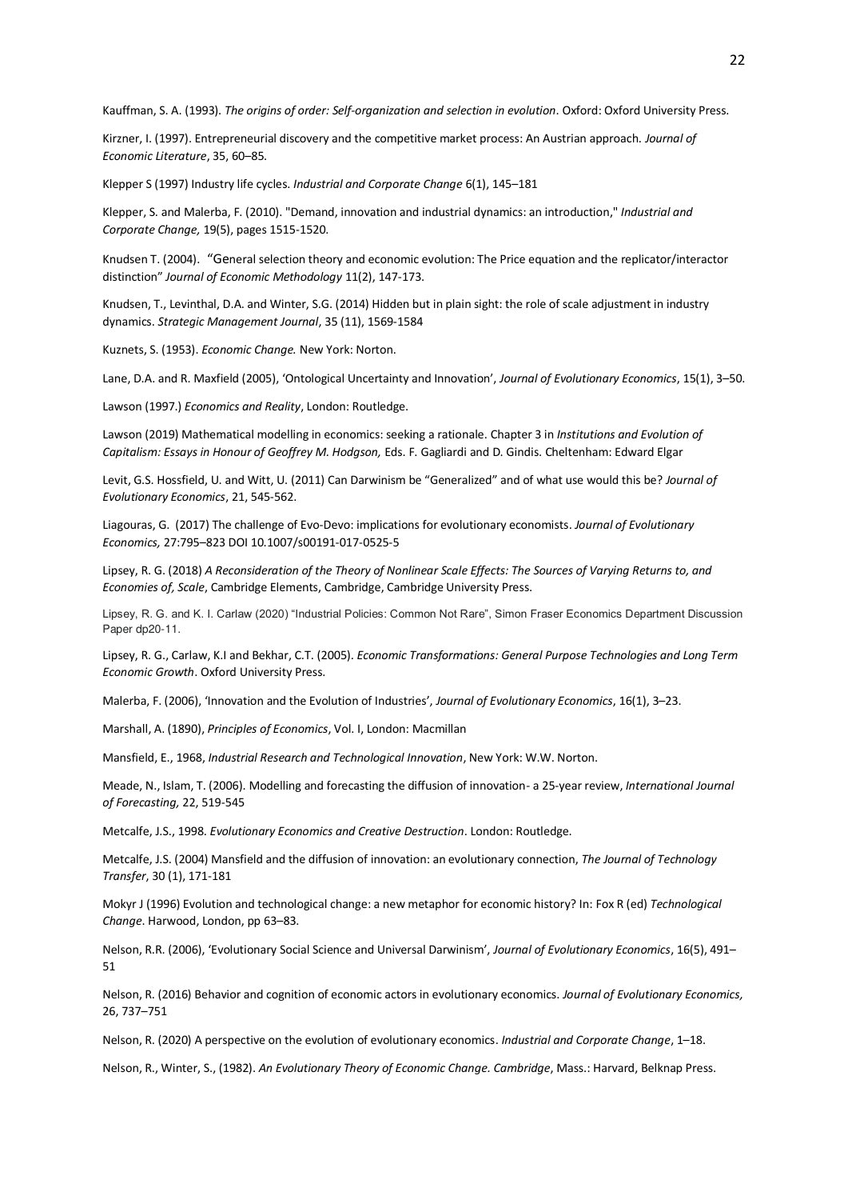Kauffman, S. A. (1993). *The origins of order: Self-organization and selection in evolution*. Oxford: Oxford University Press.

Kirzner, I. (1997). Entrepreneurial discovery and the competitive market process: An Austrian approach. *Journal of Economic Literature*, 35, 60–85.

Klepper S (1997) Industry life cycles. *Industrial and Corporate Change* 6(1), 145–181

Klepper, S. and Malerba, F. (2010). "Demand, innovation and industrial dynamics: an introduction," *Industrial and Corporate Change,* 19(5), pages 1515-1520.

Knudsen T. (2004). "General selection theory and economic evolution: The Price equation and the replicator/interactor distinction" *Journal of Economic Methodology* 11(2), 147-173.

Knudsen, T., Levinthal, D.A. and Winter, S.G. (2014) Hidden but in plain sight: the role of scale adjustment in industry dynamics. *Strategic Management Journal*, 35 (11), 1569-1584

Kuznets, S. (1953). *Economic Change.* New York: Norton.

Lane, D.A. and R. Maxfield (2005), 'Ontological Uncertainty and Innovation', *Journal of Evolutionary Economics*, 15(1), 3–50.

Lawson (1997.) *Economics and Reality*, London: Routledge.

Lawson (2019) Mathematical modelling in economics: seeking a rationale. Chapter 3 in *Institutions and Evolution of Capitalism: Essays in Honour of Geoffrey M. Hodgson,* Eds. F. Gagliardi and D. Gindis. Cheltenham: Edward Elgar

Levit, G.S. Hossfield, U. and Witt, U. (2011) Can Darwinism be "Generalized" and of what use would this be? *Journal of Evolutionary Economics*, 21, 545-562.

Liagouras, G. (2017) The challenge of Evo-Devo: implications for evolutionary economists. *Journal of Evolutionary Economics,* 27:795–823 DOI 10.1007/s00191-017-0525-5

Lipsey, R. G. (2018) *A Reconsideration of the Theory of Nonlinear Scale Effects: The Sources of Varying Returns to, and Economies of, Scale*, Cambridge Elements, Cambridge, Cambridge University Press.

Lipsey, R. G. and K. I. Carlaw (2020) "Industrial Policies: Common Not Rare", Simon Fraser Economics Department Discussion Paper dp20-11.

Lipsey, R. G., Carlaw, K.I and Bekhar, C.T. (2005). *Economic Transformations: General Purpose Technologies and Long Term Economic Growth*. Oxford University Press.

Malerba, F. (2006), 'Innovation and the Evolution of Industries', *Journal of Evolutionary Economics*, 16(1), 3–23.

Marshall, A. (1890), *Principles of Economics*, Vol. I, London: Macmillan

Mansfield, E., 1968, *Industrial Research and Technological Innovation*, New York: W.W. Norton.

Meade, N., Islam, T. (2006). Modelling and forecasting the diffusion of innovation- a 25-year review, *International Journal of Forecasting,* 22, 519-545

Metcalfe, J.S., 1998. *Evolutionary Economics and Creative Destruction*. London: Routledge.

Metcalfe, J.S. (2004) Mansfield and the diffusion of innovation: an evolutionary connection, *The Journal of Technology Transfer*, 30 (1), 171-181

Mokyr J (1996) Evolution and technological change: a new metaphor for economic history? In: Fox R (ed) *Technological Change*. Harwood, London, pp 63–83.

Nelson, R.R. (2006), 'Evolutionary Social Science and Universal Darwinism', *Journal of Evolutionary Economics*, 16(5), 491–51

Nelson, R. (2016) Behavior and cognition of economic actors in evolutionary economics. *Journal of Evolutionary Economics,* 26, 737–751

Nelson, R. (2020) A perspective on the evolution of evolutionary economics. *Industrial and Corporate Change*, 1–18.

Nelson, R., Winter, S., (1982). *An Evolutionary Theory of Economic Change. Cambridge*, Mass.: Harvard, Belknap Press.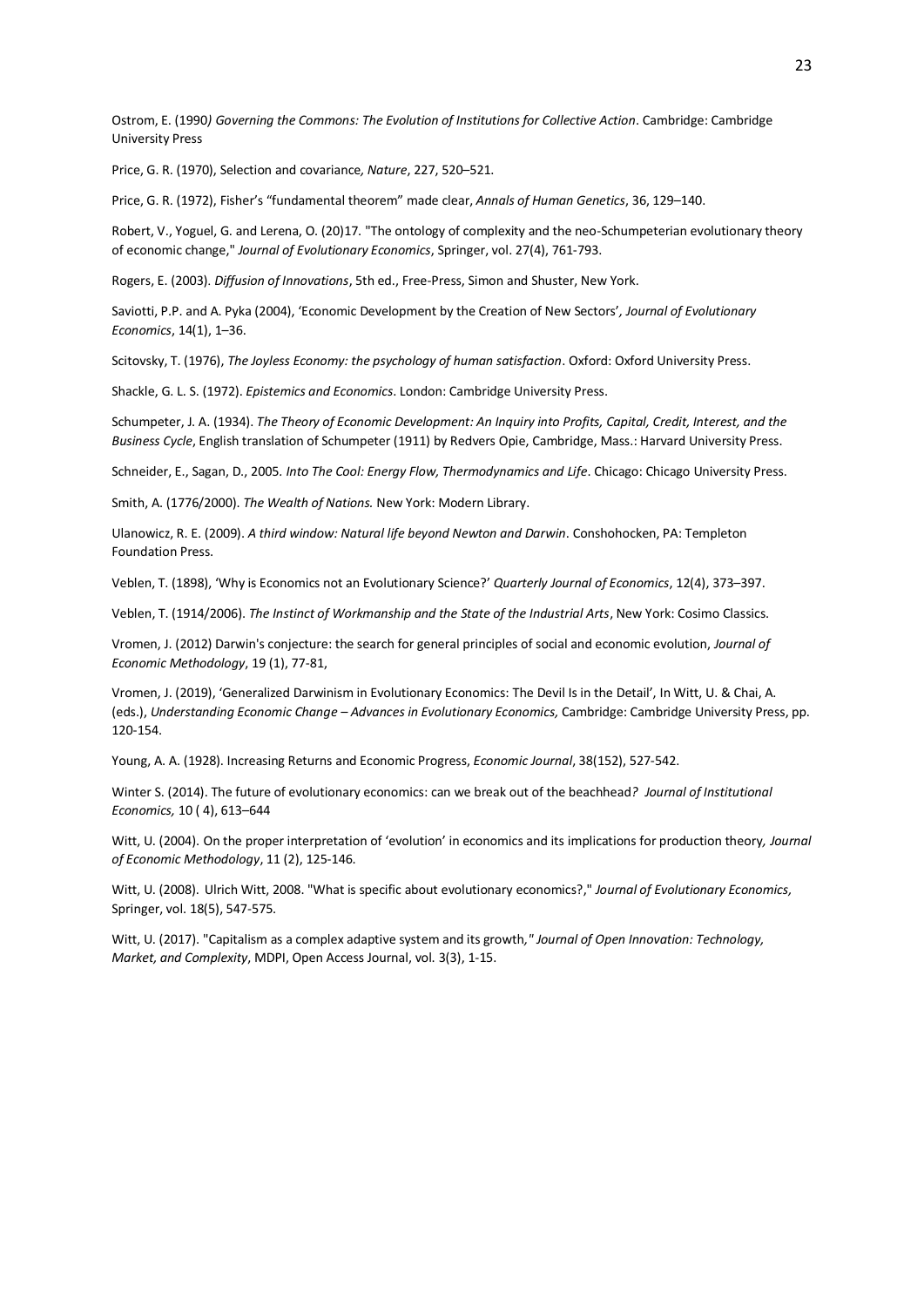Ostrom, E. (1990*) Governing the Commons: The Evolution of Institutions for Collective Action*. Cambridge: Cambridge University Press

Price, G. R. (1970), Selection and covariance*, Nature*, 227, 520–521.

Price, G. R. (1972), Fisher's "fundamental theorem" made clear, *Annals of Human Genetics*, 36, 129–140.

Robert, V., Yoguel, G. and Lerena, O. (20)17. "The ontology of complexity and the neo-Schumpeterian evolutionary theory of economic change," *Journal of Evolutionary Economics*, Springer, vol. 27(4), 761-793.

Rogers, E. (2003). *Diffusion of Innovations*, 5th ed., Free-Press, Simon and Shuster, New York.

Saviotti, P.P. and A. Pyka (2004), 'Economic Development by the Creation of New Sectors'*, Journal of Evolutionary Economics*, 14(1), 1–36.

Scitovsky, T. (1976), *The Joyless Economy: the psychology of human satisfaction*. Oxford: Oxford University Press.

Shackle, G. L. S. (1972). *Epistemics and Economics*. London: Cambridge University Press.

Schumpeter, J. A. (1934). *The Theory of Economic Development: An Inquiry into Profits, Capital, Credit, Interest, and the Business Cycle*, English translation of Schumpeter (1911) by Redvers Opie, Cambridge, Mass.: Harvard University Press.

Schneider, E., Sagan, D., 2005. *Into The Cool: Energy Flow, Thermodynamics and Life*. Chicago: Chicago University Press.

Smith, A. (1776/2000). *The Wealth of Nations.* New York: Modern Library.

Ulanowicz, R. E. (2009). *A third window: Natural life beyond Newton and Darwin*. Conshohocken, PA: Templeton Foundation Press.

Veblen, T. (1898), 'Why is Economics not an Evolutionary Science?' *Quarterly Journal of Economics*, 12(4), 373–397.

Veblen, T. (1914/2006). *The Instinct of Workmanship and the State of the Industrial Arts*, New York: Cosimo Classics.

Vromen, J. (2012) Darwin's conjecture: the search for general principles of social and economic evolution, *Journal of Economic Methodology*, 19 (1), 77-81,

Vromen, J. (2019), 'Generalized Darwinism in Evolutionary Economics: The Devil Is in the Detail', In Witt, U. & Chai, A. (eds.), *Understanding Economic Change – Advances in Evolutionary Economics,* Cambridge: Cambridge University Press, pp. 120-154.

Young, A. A. (1928). Increasing Returns and Economic Progress, *Economic Journal*, 38(152), 527-542.

Winter S. (2014). The future of evolutionary economics: can we break out of the beachhead*? Journal of Institutional Economics,* 10 ( 4), 613–644

Witt, U. (2004). On the proper interpretation of 'evolution' in economics and its implications for production theory*, Journal of Economic Methodology*, 11 (2), 125-146.

Witt, U. (2008). Ulrich Witt, 2008. "What is specific about evolutionary economics?," *Journal of Evolutionary Economics,* Springer, vol. 18(5), 547-575.

Witt, U. (2017). "Capitalism as a complex adaptive system and its growth*," Journal of Open Innovation: Technology, Market, and Complexity*, MDPI, Open Access Journal, vol. 3(3), 1-15.